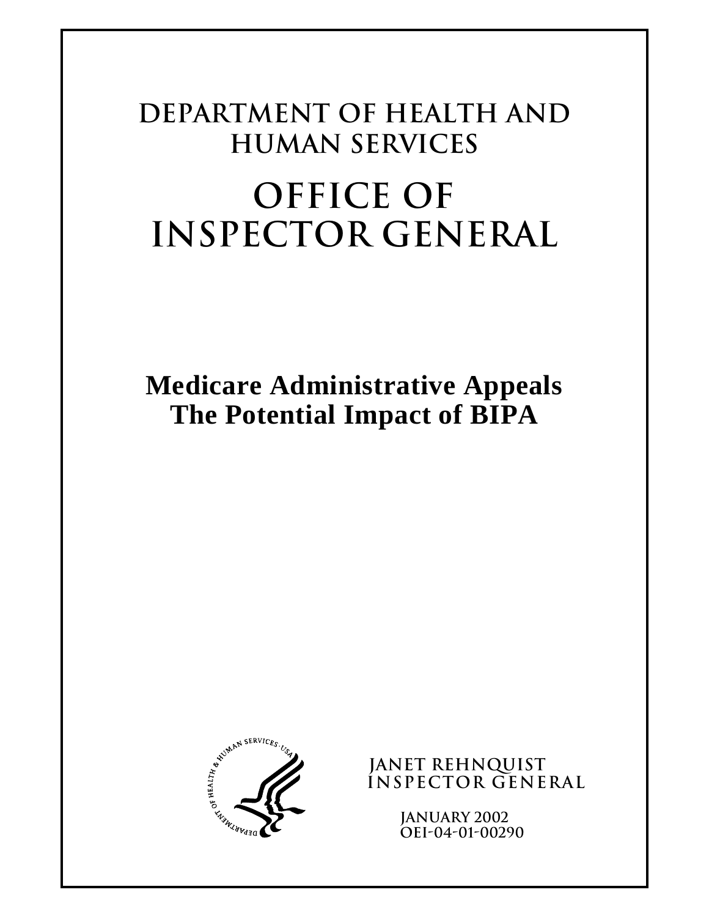# DEPARTMENT OF HEALTH AND HUMAN SERVICES

# OFFICE OF INSPECTOR GENERAL

## Medicare Administrative Appeals
## The Potential Impact of BIPA

JANET REHNQUIST
INSPECTOR GENERAL

JANUARY 2002
OEI-04-01-00290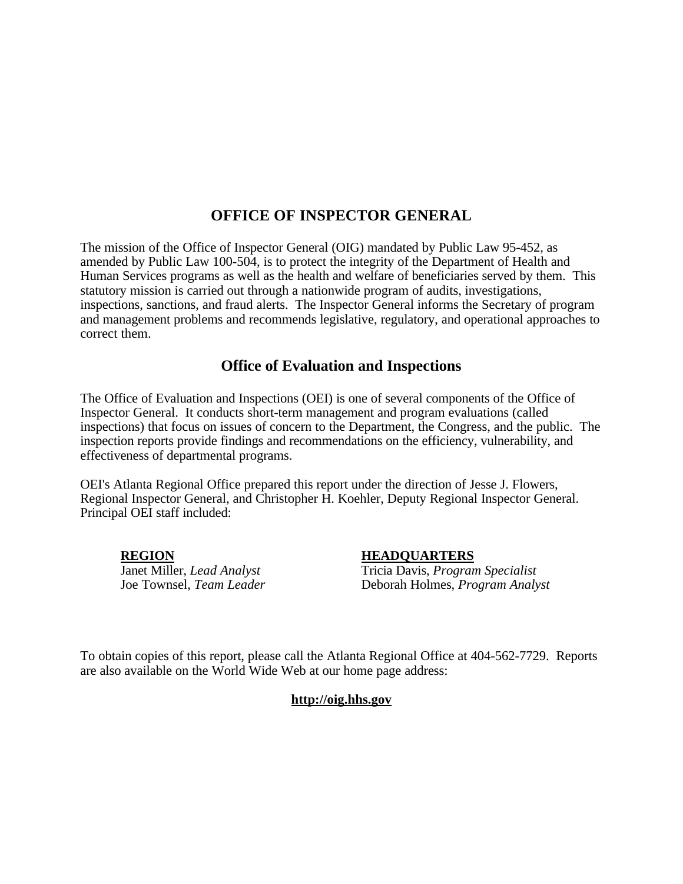# OFFICE OF INSPECTOR GENERAL

The mission of the Office of Inspector General (OIG) mandated by Public Law 95-452, as amended by Public Law 100-504, is to protect the integrity of the Department of Health and Human Services programs as well as the health and welfare of beneficiaries served by them. This statutory mission is carried out through a nationwide program of audits, investigations, inspections, sanctions, and fraud alerts. The Inspector General informs the Secretary of program and management problems and recommends legislative, regulatory, and operational approaches to correct them.

## Office of Evaluation and Inspections

The Office of Evaluation and Inspections (OEI) is one of several components of the Office of Inspector General. It conducts short-term management and program evaluations (called inspections) that focus on issues of concern to the Department, the Congress, and the public. The inspection reports provide findings and recommendations on the efficiency, vulnerability, and effectiveness of departmental programs.

OEI's Atlanta Regional Office prepared this report under the direction of Jesse J. Flowers, Regional Inspector General, and Christopher H. Koehler, Deputy Regional Inspector General. Principal OEI staff included:

**REGION**

Janet Miller, *Lead Analyst*
Joe Townsel, *Team Leader*

**HEADQUARTERS**

Tricia Davis, *Program Specialist*
Deborah Holmes, *Program Analyst*

To obtain copies of this report, please call the Atlanta Regional Office at 404-562-7729. Reports are also available on the World Wide Web at our home page address:

**http://oig.hhs.gov**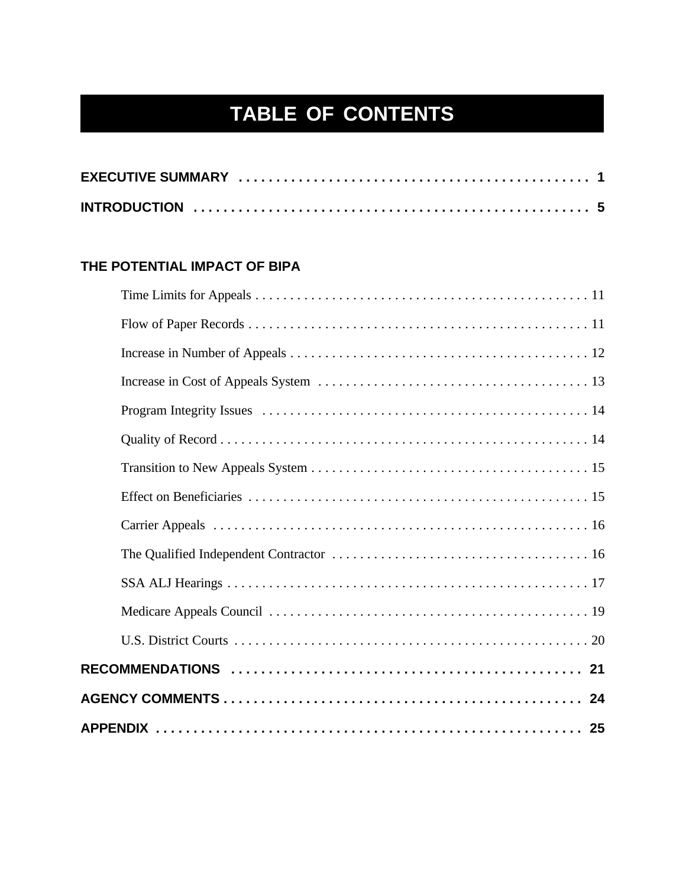# TABLE OF CONTENTS

**EXECUTIVE SUMMARY** . . . . . . . . . . . . . . . . . . . . . . . . . . . . . . . . . . . . . . . . . . . . . . . 1

**INTRODUCTION** . . . . . . . . . . . . . . . . . . . . . . . . . . . . . . . . . . . . . . . . . . . . . . . . . . . . 5

**THE POTENTIAL IMPACT OF BIPA**

- Time Limits for Appeals . . . . . . . . . . . . . . . . . . . . . . . . . . . . . . . . . . . . . . . . . . . . . . . . 11
- Flow of Paper Records . . . . . . . . . . . . . . . . . . . . . . . . . . . . . . . . . . . . . . . . . . . . . . . . . 11
- Increase in Number of Appeals . . . . . . . . . . . . . . . . . . . . . . . . . . . . . . . . . . . . . . . . . . . . 12
- Increase in Cost of Appeals System . . . . . . . . . . . . . . . . . . . . . . . . . . . . . . . . . . . . . . . . 13
- Program Integrity Issues . . . . . . . . . . . . . . . . . . . . . . . . . . . . . . . . . . . . . . . . . . . . . . . . 14
- Quality of Record . . . . . . . . . . . . . . . . . . . . . . . . . . . . . . . . . . . . . . . . . . . . . . . . . . . . . 14
- Transition to New Appeals System . . . . . . . . . . . . . . . . . . . . . . . . . . . . . . . . . . . . . . . . . 15
- Effect on Beneficiaries . . . . . . . . . . . . . . . . . . . . . . . . . . . . . . . . . . . . . . . . . . . . . . . . . . 15
- Carrier Appeals . . . . . . . . . . . . . . . . . . . . . . . . . . . . . . . . . . . . . . . . . . . . . . . . . . . . . . . 16
- The Qualified Independent Contractor . . . . . . . . . . . . . . . . . . . . . . . . . . . . . . . . . . . . . . 16
- SSA ALJ Hearings . . . . . . . . . . . . . . . . . . . . . . . . . . . . . . . . . . . . . . . . . . . . . . . . . . . . . 17
- Medicare Appeals Council . . . . . . . . . . . . . . . . . . . . . . . . . . . . . . . . . . . . . . . . . . . . . . . 19
- U.S. District Courts . . . . . . . . . . . . . . . . . . . . . . . . . . . . . . . . . . . . . . . . . . . . . . . . . . . . 20

**RECOMMENDATIONS** . . . . . . . . . . . . . . . . . . . . . . . . . . . . . . . . . . . . . . . . . . . . . . . . 21

**AGENCY COMMENTS** . . . . . . . . . . . . . . . . . . . . . . . . . . . . . . . . . . . . . . . . . . . . . . . . 24

**APPENDIX** . . . . . . . . . . . . . . . . . . . . . . . . . . . . . . . . . . . . . . . . . . . . . . . . . . . . . . . . 25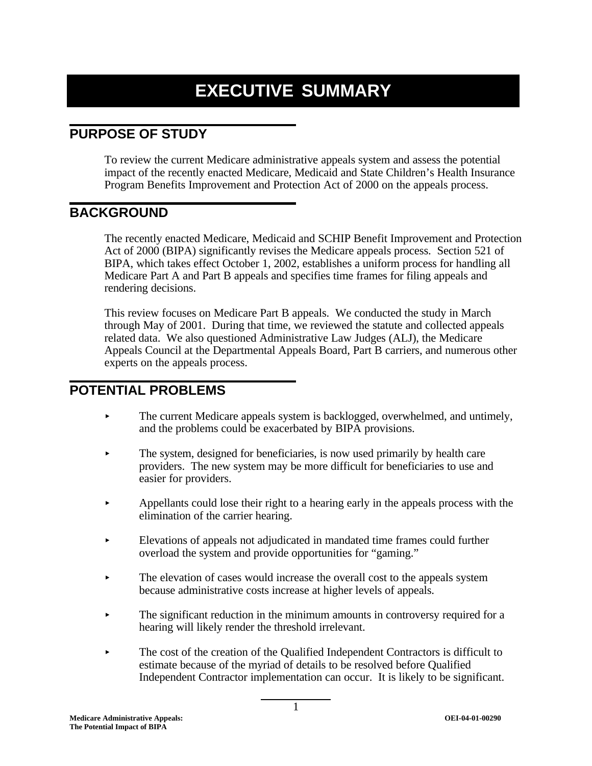# EXECUTIVE SUMMARY

## PURPOSE OF STUDY

To review the current Medicare administrative appeals system and assess the potential impact of the recently enacted Medicare, Medicaid and State Children's Health Insurance Program Benefits Improvement and Protection Act of 2000 on the appeals process.

## BACKGROUND

The recently enacted Medicare, Medicaid and SCHIP Benefit Improvement and Protection Act of 2000 (BIPA) significantly revises the Medicare appeals process. Section 521 of BIPA, which takes effect October 1, 2002, establishes a uniform process for handling all Medicare Part A and Part B appeals and specifies time frames for filing appeals and rendering decisions.

This review focuses on Medicare Part B appeals. We conducted the study in March through May of 2001. During that time, we reviewed the statute and collected appeals related data. We also questioned Administrative Law Judges (ALJ), the Medicare Appeals Council at the Departmental Appeals Board, Part B carriers, and numerous other experts on the appeals process.

## POTENTIAL PROBLEMS

- The current Medicare appeals system is backlogged, overwhelmed, and untimely, and the problems could be exacerbated by BIPA provisions.
- The system, designed for beneficiaries, is now used primarily by health care providers. The new system may be more difficult for beneficiaries to use and easier for providers.
- Appellants could lose their right to a hearing early in the appeals process with the elimination of the carrier hearing.
- Elevations of appeals not adjudicated in mandated time frames could further overload the system and provide opportunities for "gaming."
- The elevation of cases would increase the overall cost to the appeals system because administrative costs increase at higher levels of appeals.
- The significant reduction in the minimum amounts in controversy required for a hearing will likely render the threshold irrelevant.
- The cost of the creation of the Qualified Independent Contractors is difficult to estimate because of the myriad of details to be resolved before Qualified Independent Contractor implementation can occur. It is likely to be significant.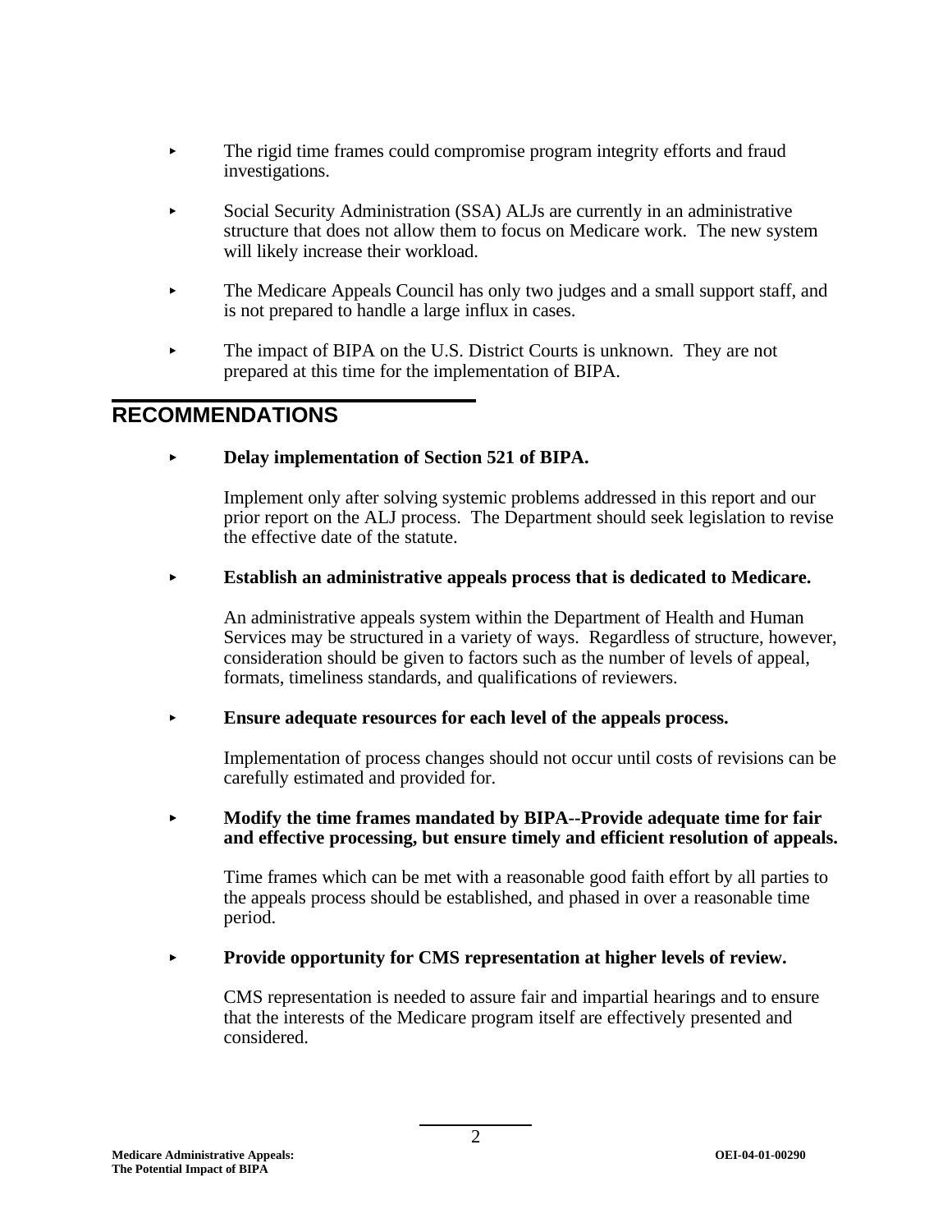- The rigid time frames could compromise program integrity efforts and fraud investigations.
- Social Security Administration (SSA) ALJs are currently in an administrative structure that does not allow them to focus on Medicare work. The new system will likely increase their workload.
- The Medicare Appeals Council has only two judges and a small support staff, and is not prepared to handle a large influx in cases.
- The impact of BIPA on the U.S. District Courts is unknown. They are not prepared at this time for the implementation of BIPA.

## RECOMMENDATIONS

- **Delay implementation of Section 521 of BIPA.**

  Implement only after solving systemic problems addressed in this report and our prior report on the ALJ process. The Department should seek legislation to revise the effective date of the statute.

- **Establish an administrative appeals process that is dedicated to Medicare.**

  An administrative appeals system within the Department of Health and Human Services may be structured in a variety of ways. Regardless of structure, however, consideration should be given to factors such as the number of levels of appeal, formats, timeliness standards, and qualifications of reviewers.

- **Ensure adequate resources for each level of the appeals process.**

  Implementation of process changes should not occur until costs of revisions can be carefully estimated and provided for.

- **Modify the time frames mandated by BIPA--Provide adequate time for fair and effective processing, but ensure timely and efficient resolution of appeals.**

  Time frames which can be met with a reasonable good faith effort by all parties to the appeals process should be established, and phased in over a reasonable time period.

- **Provide opportunity for CMS representation at higher levels of review.**

  CMS representation is needed to assure fair and impartial hearings and to ensure that the interests of the Medicare program itself are effectively presented and considered.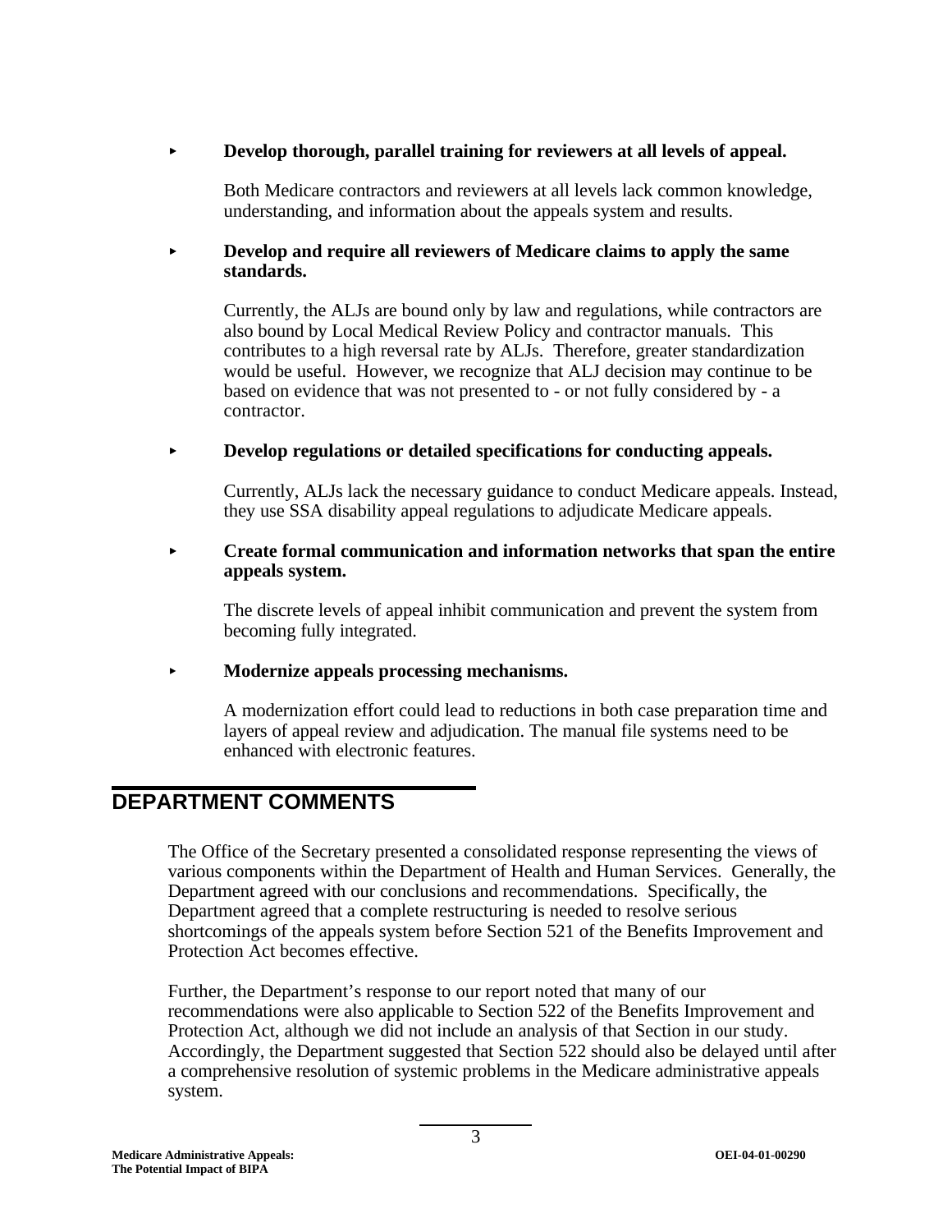- **Develop thorough, parallel training for reviewers at all levels of appeal.**

  Both Medicare contractors and reviewers at all levels lack common knowledge, understanding, and information about the appeals system and results.

- **Develop and require all reviewers of Medicare claims to apply the same standards.**

  Currently, the ALJs are bound only by law and regulations, while contractors are also bound by Local Medical Review Policy and contractor manuals. This contributes to a high reversal rate by ALJs. Therefore, greater standardization would be useful. However, we recognize that ALJ decision may continue to be based on evidence that was not presented to - or not fully considered by - a contractor.

- **Develop regulations or detailed specifications for conducting appeals.**

  Currently, ALJs lack the necessary guidance to conduct Medicare appeals. Instead, they use SSA disability appeal regulations to adjudicate Medicare appeals.

- **Create formal communication and information networks that span the entire appeals system.**

  The discrete levels of appeal inhibit communication and prevent the system from becoming fully integrated.

- **Modernize appeals processing mechanisms.**

  A modernization effort could lead to reductions in both case preparation time and layers of appeal review and adjudication. The manual file systems need to be enhanced with electronic features.

## DEPARTMENT COMMENTS

The Office of the Secretary presented a consolidated response representing the views of various components within the Department of Health and Human Services. Generally, the Department agreed with our conclusions and recommendations. Specifically, the Department agreed that a complete restructuring is needed to resolve serious shortcomings of the appeals system before Section 521 of the Benefits Improvement and Protection Act becomes effective.

Further, the Department's response to our report noted that many of our recommendations were also applicable to Section 522 of the Benefits Improvement and Protection Act, although we did not include an analysis of that Section in our study. Accordingly, the Department suggested that Section 522 should also be delayed until after a comprehensive resolution of systemic problems in the Medicare administrative appeals system.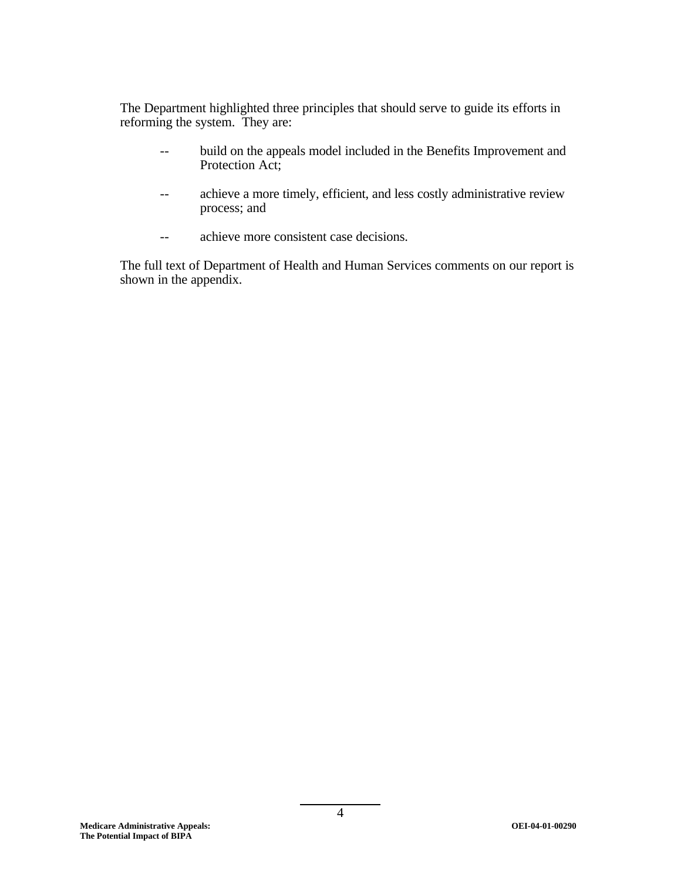The Department highlighted three principles that should serve to guide its efforts in reforming the system. They are:

- build on the appeals model included in the Benefits Improvement and Protection Act;
- achieve a more timely, efficient, and less costly administrative review process; and
- achieve more consistent case decisions.

The full text of Department of Health and Human Services comments on our report is shown in the appendix.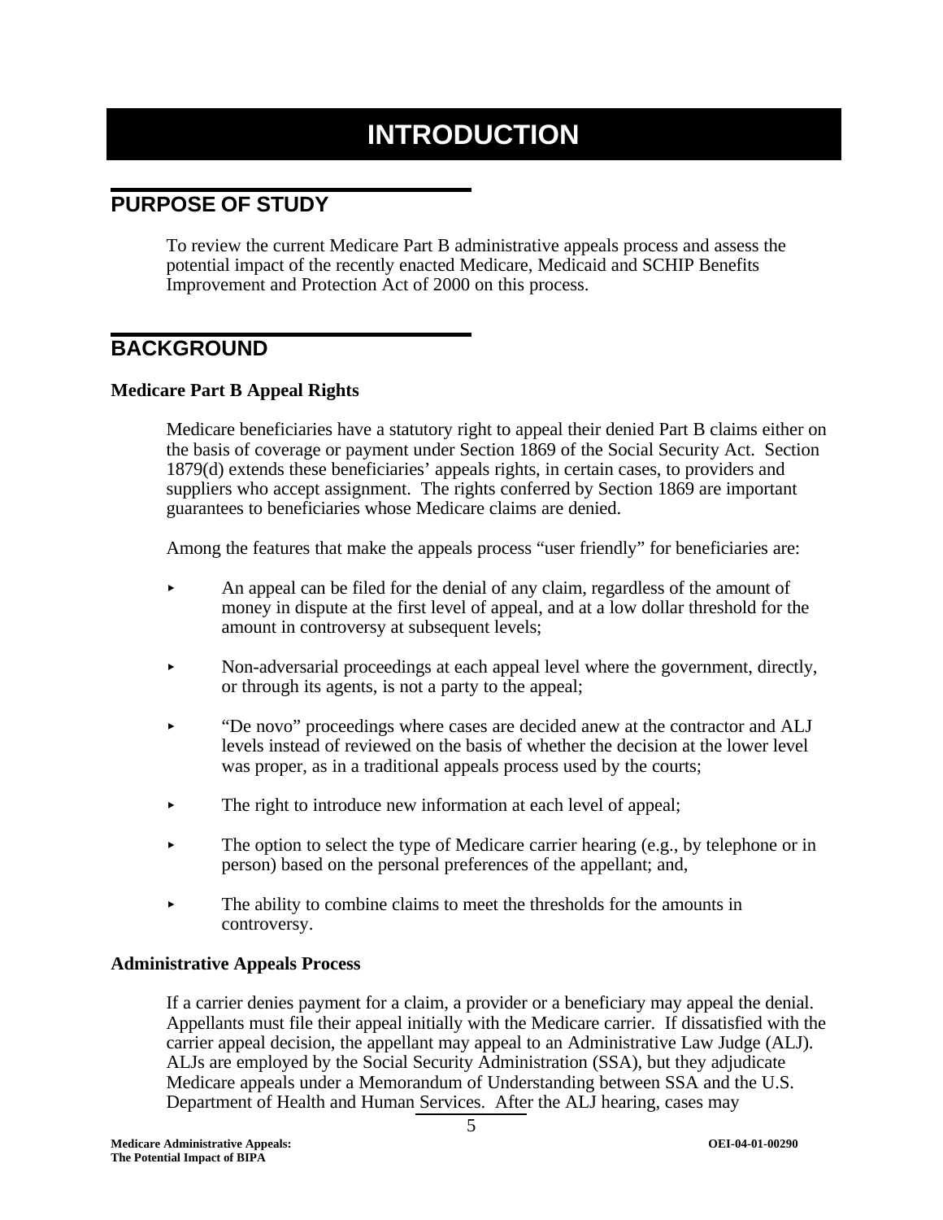# INTRODUCTION

## PURPOSE OF STUDY

To review the current Medicare Part B administrative appeals process and assess the potential impact of the recently enacted Medicare, Medicaid and SCHIP Benefits Improvement and Protection Act of 2000 on this process.

## BACKGROUND

### Medicare Part B Appeal Rights

Medicare beneficiaries have a statutory right to appeal their denied Part B claims either on the basis of coverage or payment under Section 1869 of the Social Security Act. Section 1879(d) extends these beneficiaries' appeals rights, in certain cases, to providers and suppliers who accept assignment. The rights conferred by Section 1869 are important guarantees to beneficiaries whose Medicare claims are denied.

Among the features that make the appeals process "user friendly" for beneficiaries are:

- An appeal can be filed for the denial of any claim, regardless of the amount of money in dispute at the first level of appeal, and at a low dollar threshold for the amount in controversy at subsequent levels;
- Non-adversarial proceedings at each appeal level where the government, directly, or through its agents, is not a party to the appeal;
- "De novo" proceedings where cases are decided anew at the contractor and ALJ levels instead of reviewed on the basis of whether the decision at the lower level was proper, as in a traditional appeals process used by the courts;
- The right to introduce new information at each level of appeal;
- The option to select the type of Medicare carrier hearing (e.g., by telephone or in person) based on the personal preferences of the appellant; and,
- The ability to combine claims to meet the thresholds for the amounts in controversy.

### Administrative Appeals Process

If a carrier denies payment for a claim, a provider or a beneficiary may appeal the denial. Appellants must file their appeal initially with the Medicare carrier. If dissatisfied with the carrier appeal decision, the appellant may appeal to an Administrative Law Judge (ALJ). ALJs are employed by the Social Security Administration (SSA), but they adjudicate Medicare appeals under a Memorandum of Understanding between SSA and the U.S. Department of Health and Human Services. After the ALJ hearing, cases may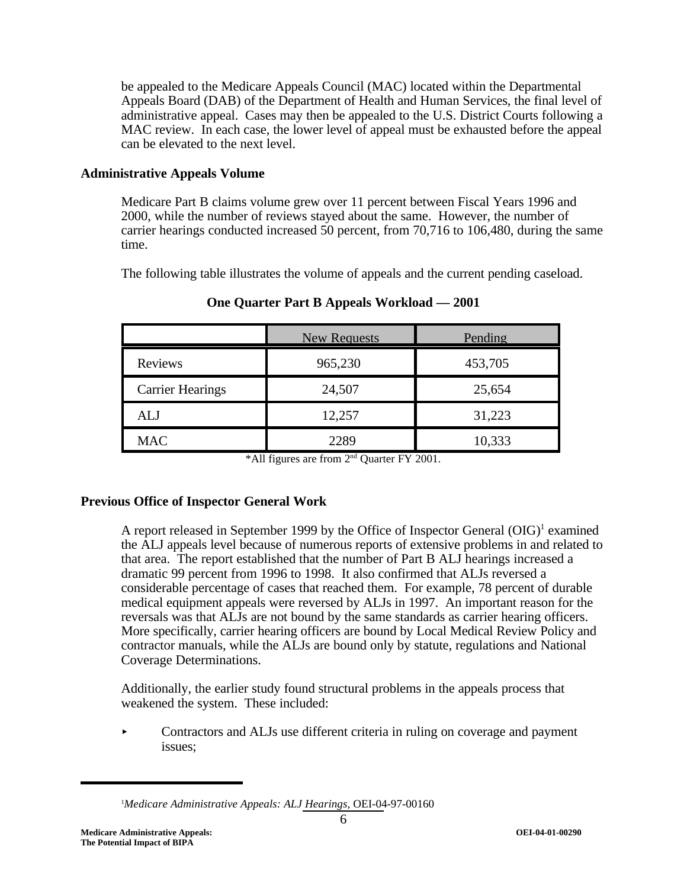be appealed to the Medicare Appeals Council (MAC) located within the Departmental Appeals Board (DAB) of the Department of Health and Human Services, the final level of administrative appeal. Cases may then be appealed to the U.S. District Courts following a MAC review. In each case, the lower level of appeal must be exhausted before the appeal can be elevated to the next level.

## Administrative Appeals Volume

Medicare Part B claims volume grew over 11 percent between Fiscal Years 1996 and 2000, while the number of reviews stayed about the same. However, the number of carrier hearings conducted increased 50 percent, from 70,716 to 106,480, during the same time.

The following table illustrates the volume of appeals and the current pending caseload.

**One Quarter Part B Appeals Workload — 2001**

| | New Requests | Pending |
|---|---|---|
| Reviews | 965,230 | 453,705 |
| Carrier Hearings | 24,507 | 25,654 |
| ALJ | 12,257 | 31,223 |
| MAC | 2289 | 10,333 |

*All figures are from 2nd Quarter FY 2001.

## Previous Office of Inspector General Work

A report released in September 1999 by the Office of Inspector General (OIG)[1] examined the ALJ appeals level because of numerous reports of extensive problems in and related to that area. The report established that the number of Part B ALJ hearings increased a dramatic 99 percent from 1996 to 1998. It also confirmed that ALJs reversed a considerable percentage of cases that reached them. For example, 78 percent of durable medical equipment appeals were reversed by ALJs in 1997. An important reason for the reversals was that ALJs are not bound by the same standards as carrier hearing officers. More specifically, carrier hearing officers are bound by Local Medical Review Policy and contractor manuals, while the ALJs are bound only by statute, regulations and National Coverage Determinations.

Additionally, the earlier study found structural problems in the appeals process that weakened the system. These included:

- Contractors and ALJs use different criteria in ruling on coverage and payment issues;

[1] *Medicare Administrative Appeals: ALJ Hearings,* OEI-04-97-00160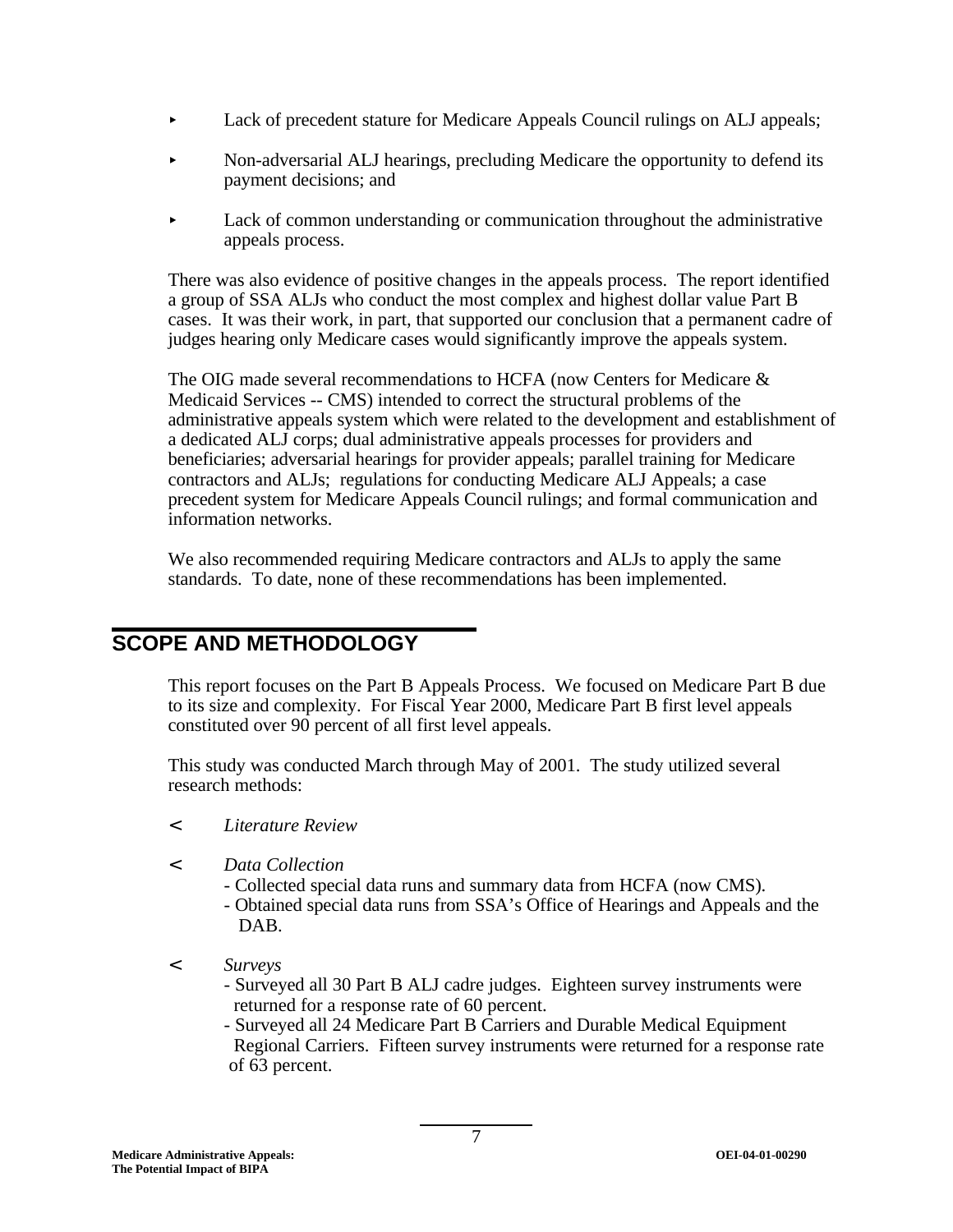- Lack of precedent stature for Medicare Appeals Council rulings on ALJ appeals;
- Non-adversarial ALJ hearings, precluding Medicare the opportunity to defend its payment decisions; and
- Lack of common understanding or communication throughout the administrative appeals process.

There was also evidence of positive changes in the appeals process. The report identified a group of SSA ALJs who conduct the most complex and highest dollar value Part B cases. It was their work, in part, that supported our conclusion that a permanent cadre of judges hearing only Medicare cases would significantly improve the appeals system.

The OIG made several recommendations to HCFA (now Centers for Medicare & Medicaid Services -- CMS) intended to correct the structural problems of the administrative appeals system which were related to the development and establishment of a dedicated ALJ corps; dual administrative appeals processes for providers and beneficiaries; adversarial hearings for provider appeals; parallel training for Medicare contractors and ALJs; regulations for conducting Medicare ALJ Appeals; a case precedent system for Medicare Appeals Council rulings; and formal communication and information networks.

We also recommended requiring Medicare contractors and ALJs to apply the same standards. To date, none of these recommendations has been implemented.

## SCOPE AND METHODOLOGY

This report focuses on the Part B Appeals Process. We focused on Medicare Part B due to its size and complexity. For Fiscal Year 2000, Medicare Part B first level appeals constituted over 90 percent of all first level appeals.

This study was conducted March through May of 2001. The study utilized several research methods:

- *Literature Review*
- *Data Collection*
  - Collected special data runs and summary data from HCFA (now CMS).
  - Obtained special data runs from SSA's Office of Hearings and Appeals and the DAB.
- *Surveys*
  - Surveyed all 30 Part B ALJ cadre judges. Eighteen survey instruments were returned for a response rate of 60 percent.
  - Surveyed all 24 Medicare Part B Carriers and Durable Medical Equipment Regional Carriers. Fifteen survey instruments were returned for a response rate of 63 percent.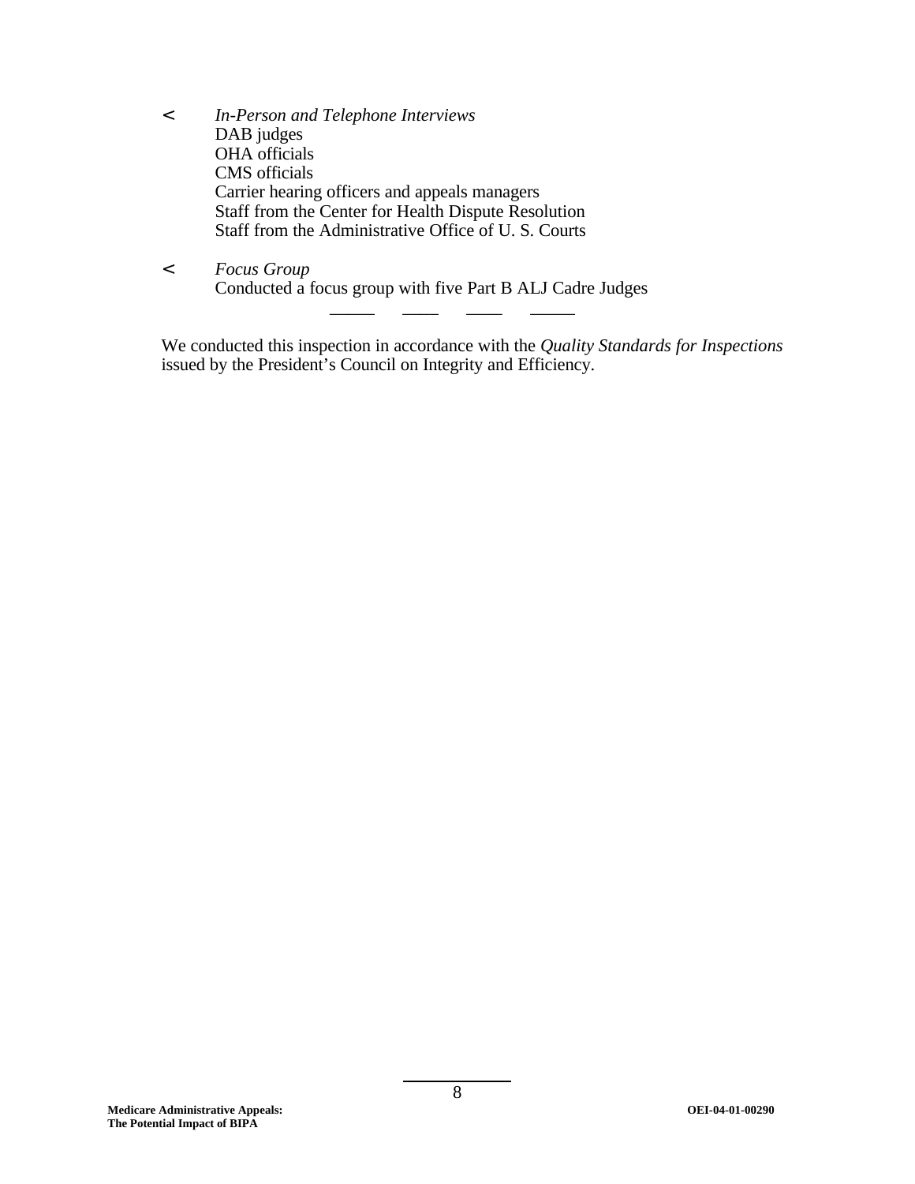- *In-Person and Telephone Interviews*
  DAB judges
  OHA officials
  CMS officials
  Carrier hearing officers and appeals managers
  Staff from the Center for Health Dispute Resolution
  Staff from the Administrative Office of U. S. Courts

- *Focus Group*
  Conducted a focus group with five Part B ALJ Cadre Judges

---

We conducted this inspection in accordance with the *Quality Standards for Inspections* issued by the President's Council on Integrity and Efficiency.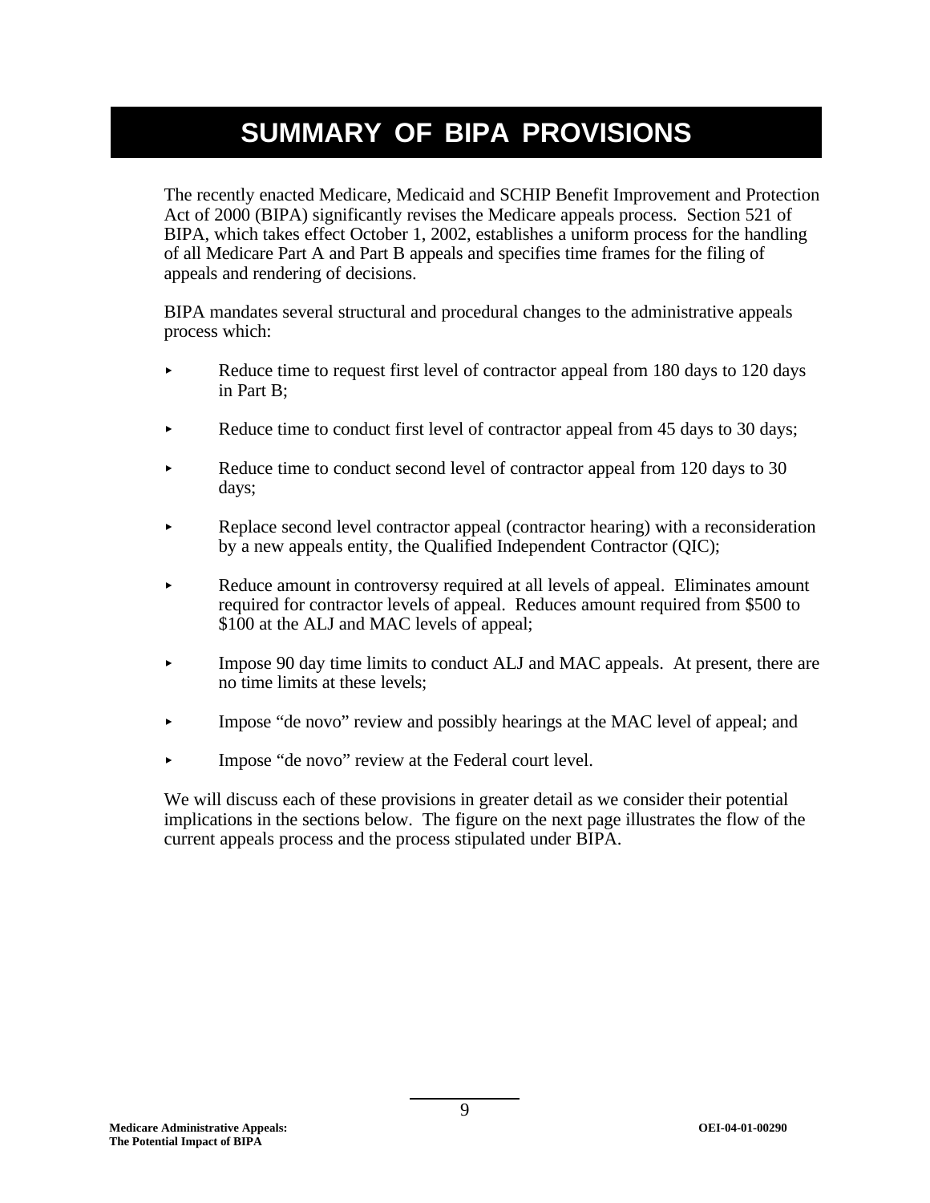# SUMMARY OF BIPA PROVISIONS

The recently enacted Medicare, Medicaid and SCHIP Benefit Improvement and Protection Act of 2000 (BIPA) significantly revises the Medicare appeals process. Section 521 of BIPA, which takes effect October 1, 2002, establishes a uniform process for the handling of all Medicare Part A and Part B appeals and specifies time frames for the filing of appeals and rendering of decisions.

BIPA mandates several structural and procedural changes to the administrative appeals process which:

- Reduce time to request first level of contractor appeal from 180 days to 120 days in Part B;
- Reduce time to conduct first level of contractor appeal from 45 days to 30 days;
- Reduce time to conduct second level of contractor appeal from 120 days to 30 days;
- Replace second level contractor appeal (contractor hearing) with a reconsideration by a new appeals entity, the Qualified Independent Contractor (QIC);
- Reduce amount in controversy required at all levels of appeal. Eliminates amount required for contractor levels of appeal. Reduces amount required from $500 to $100 at the ALJ and MAC levels of appeal;
- Impose 90 day time limits to conduct ALJ and MAC appeals. At present, there are no time limits at these levels;
- Impose "de novo" review and possibly hearings at the MAC level of appeal; and
- Impose "de novo" review at the Federal court level.

We will discuss each of these provisions in greater detail as we consider their potential implications in the sections below. The figure on the next page illustrates the flow of the current appeals process and the process stipulated under BIPA.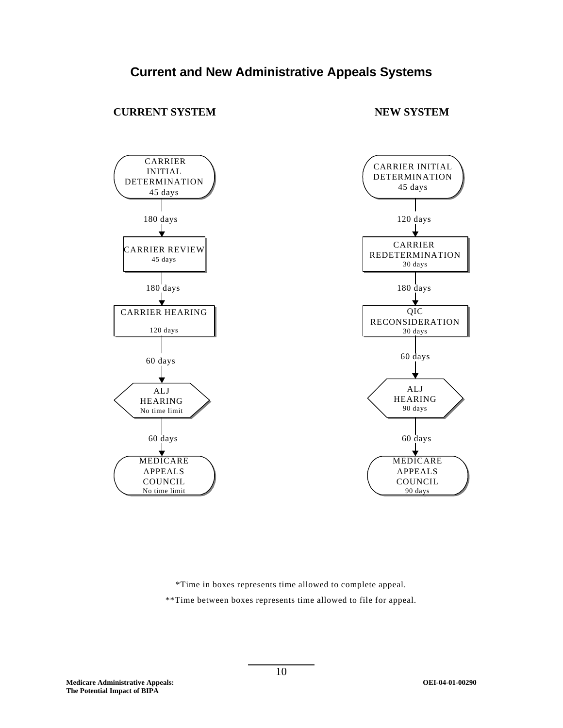## Current and New Administrative Appeals Systems

**CURRENT SYSTEM**

CARRIER INITIAL DETERMINATION
45 days

↓ 180 days

CARRIER REVIEW
45 days

↓ 180 days

CARRIER HEARING
120 days

↓ 60 days

ALJ HEARING
No time limit

↓ 60 days

MEDICARE APPEALS COUNCIL
No time limit

**NEW SYSTEM**

CARRIER INITIAL DETERMINATION
45 days

↓ 120 days

CARRIER REDETERMINATION
30 days

↓ 180 days

QIC RECONSIDERATION
30 days

↓ 60 days

ALJ HEARING
90 days

↓ 60 days

MEDICARE APPEALS COUNCIL
90 days

*Time in boxes represents time allowed to complete appeal.

**Time between boxes represents time allowed to file for appeal.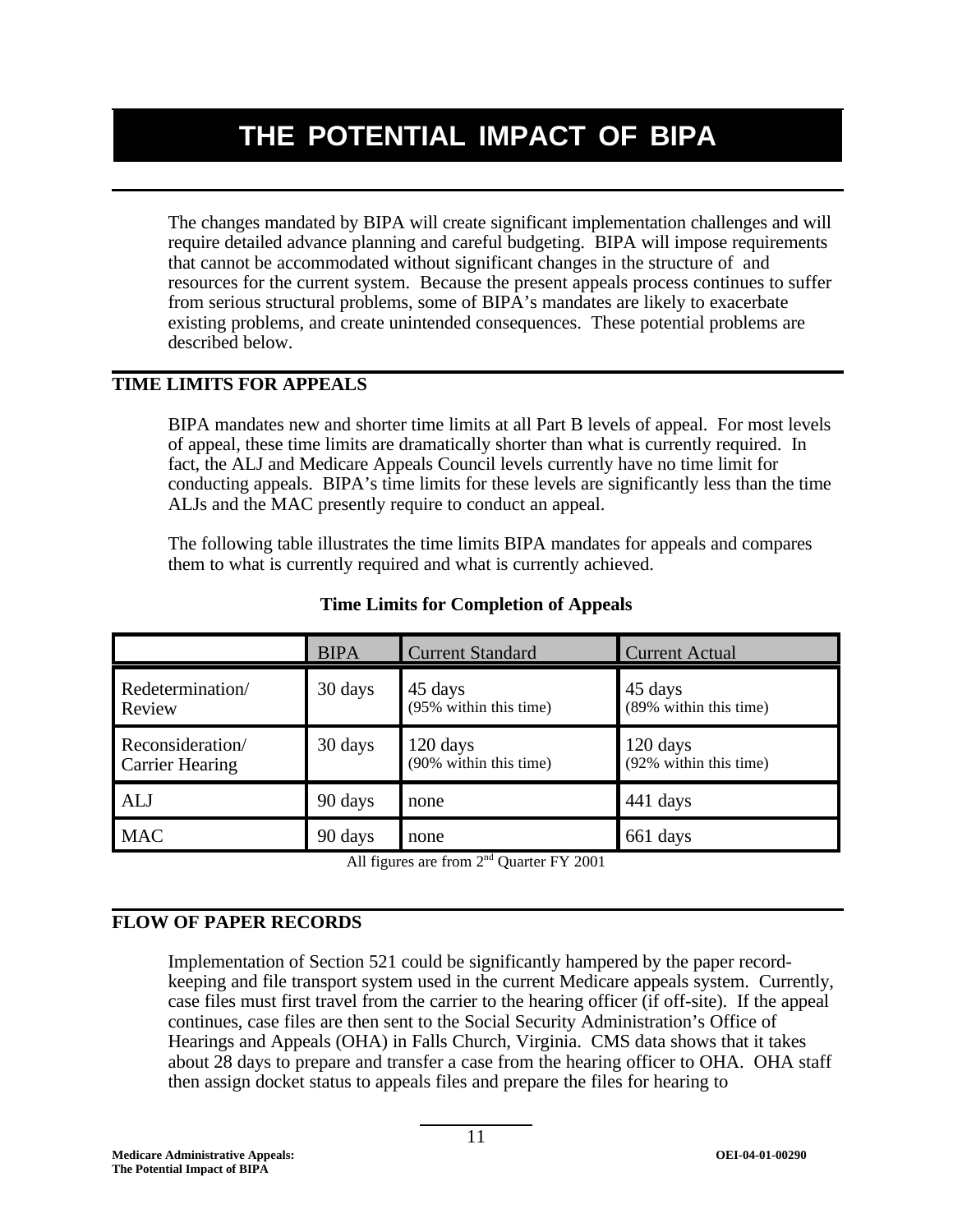# THE POTENTIAL IMPACT OF BIPA

The changes mandated by BIPA will create significant implementation challenges and will require detailed advance planning and careful budgeting. BIPA will impose requirements that cannot be accommodated without significant changes in the structure of and resources for the current system. Because the present appeals process continues to suffer from serious structural problems, some of BIPA's mandates are likely to exacerbate existing problems, and create unintended consequences. These potential problems are described below.

## TIME LIMITS FOR APPEALS

BIPA mandates new and shorter time limits at all Part B levels of appeal. For most levels of appeal, these time limits are dramatically shorter than what is currently required. In fact, the ALJ and Medicare Appeals Council levels currently have no time limit for conducting appeals. BIPA's time limits for these levels are significantly less than the time ALJs and the MAC presently require to conduct an appeal.

The following table illustrates the time limits BIPA mandates for appeals and compares them to what is currently required and what is currently achieved.

**Time Limits for Completion of Appeals**

| | BIPA | Current Standard | Current Actual |
|---|---|---|---|
| Redetermination/ Review | 30 days | 45 days (95% within this time) | 45 days (89% within this time) |
| Reconsideration/ Carrier Hearing | 30 days | 120 days (90% within this time) | 120 days (92% within this time) |
| ALJ | 90 days | none | 441 days |
| MAC | 90 days | none | 661 days |

All figures are from 2nd Quarter FY 2001

## FLOW OF PAPER RECORDS

Implementation of Section 521 could be significantly hampered by the paper record-keeping and file transport system used in the current Medicare appeals system. Currently, case files must first travel from the carrier to the hearing officer (if off-site). If the appeal continues, case files are then sent to the Social Security Administration's Office of Hearings and Appeals (OHA) in Falls Church, Virginia. CMS data shows that it takes about 28 days to prepare and transfer a case from the hearing officer to OHA. OHA staff then assign docket status to appeals files and prepare the files for hearing to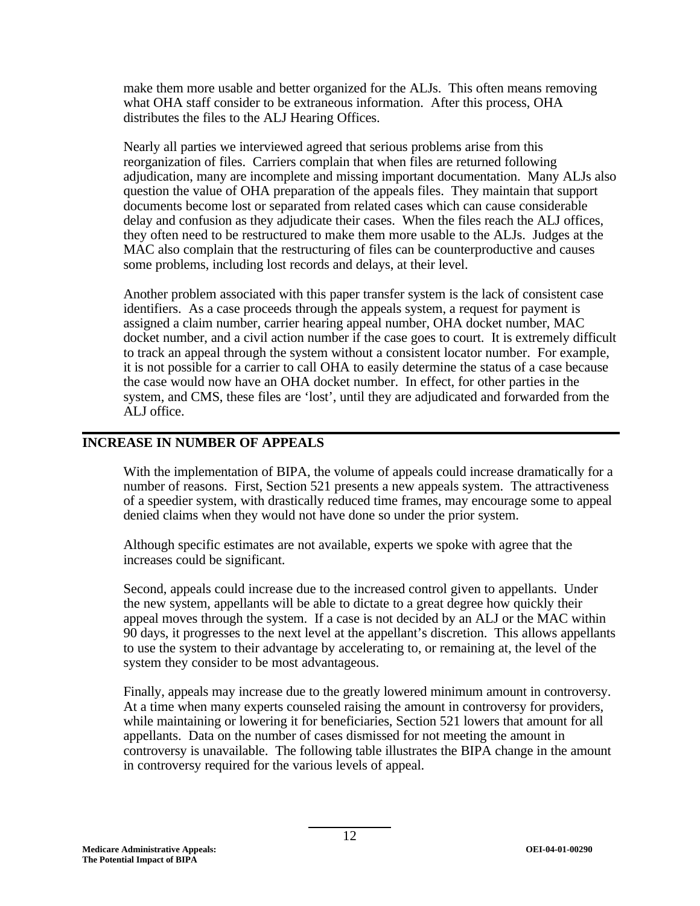make them more usable and better organized for the ALJs. This often means removing what OHA staff consider to be extraneous information. After this process, OHA distributes the files to the ALJ Hearing Offices.

Nearly all parties we interviewed agreed that serious problems arise from this reorganization of files. Carriers complain that when files are returned following adjudication, many are incomplete and missing important documentation. Many ALJs also question the value of OHA preparation of the appeals files. They maintain that support documents become lost or separated from related cases which can cause considerable delay and confusion as they adjudicate their cases. When the files reach the ALJ offices, they often need to be restructured to make them more usable to the ALJs. Judges at the MAC also complain that the restructuring of files can be counterproductive and causes some problems, including lost records and delays, at their level.

Another problem associated with this paper transfer system is the lack of consistent case identifiers. As a case proceeds through the appeals system, a request for payment is assigned a claim number, carrier hearing appeal number, OHA docket number, MAC docket number, and a civil action number if the case goes to court. It is extremely difficult to track an appeal through the system without a consistent locator number. For example, it is not possible for a carrier to call OHA to easily determine the status of a case because the case would now have an OHA docket number. In effect, for other parties in the system, and CMS, these files are 'lost', until they are adjudicated and forwarded from the ALJ office.

## INCREASE IN NUMBER OF APPEALS

With the implementation of BIPA, the volume of appeals could increase dramatically for a number of reasons. First, Section 521 presents a new appeals system. The attractiveness of a speedier system, with drastically reduced time frames, may encourage some to appeal denied claims when they would not have done so under the prior system.

Although specific estimates are not available, experts we spoke with agree that the increases could be significant.

Second, appeals could increase due to the increased control given to appellants. Under the new system, appellants will be able to dictate to a great degree how quickly their appeal moves through the system. If a case is not decided by an ALJ or the MAC within 90 days, it progresses to the next level at the appellant's discretion. This allows appellants to use the system to their advantage by accelerating to, or remaining at, the level of the system they consider to be most advantageous.

Finally, appeals may increase due to the greatly lowered minimum amount in controversy. At a time when many experts counseled raising the amount in controversy for providers, while maintaining or lowering it for beneficiaries, Section 521 lowers that amount for all appellants. Data on the number of cases dismissed for not meeting the amount in controversy is unavailable. The following table illustrates the BIPA change in the amount in controversy required for the various levels of appeal.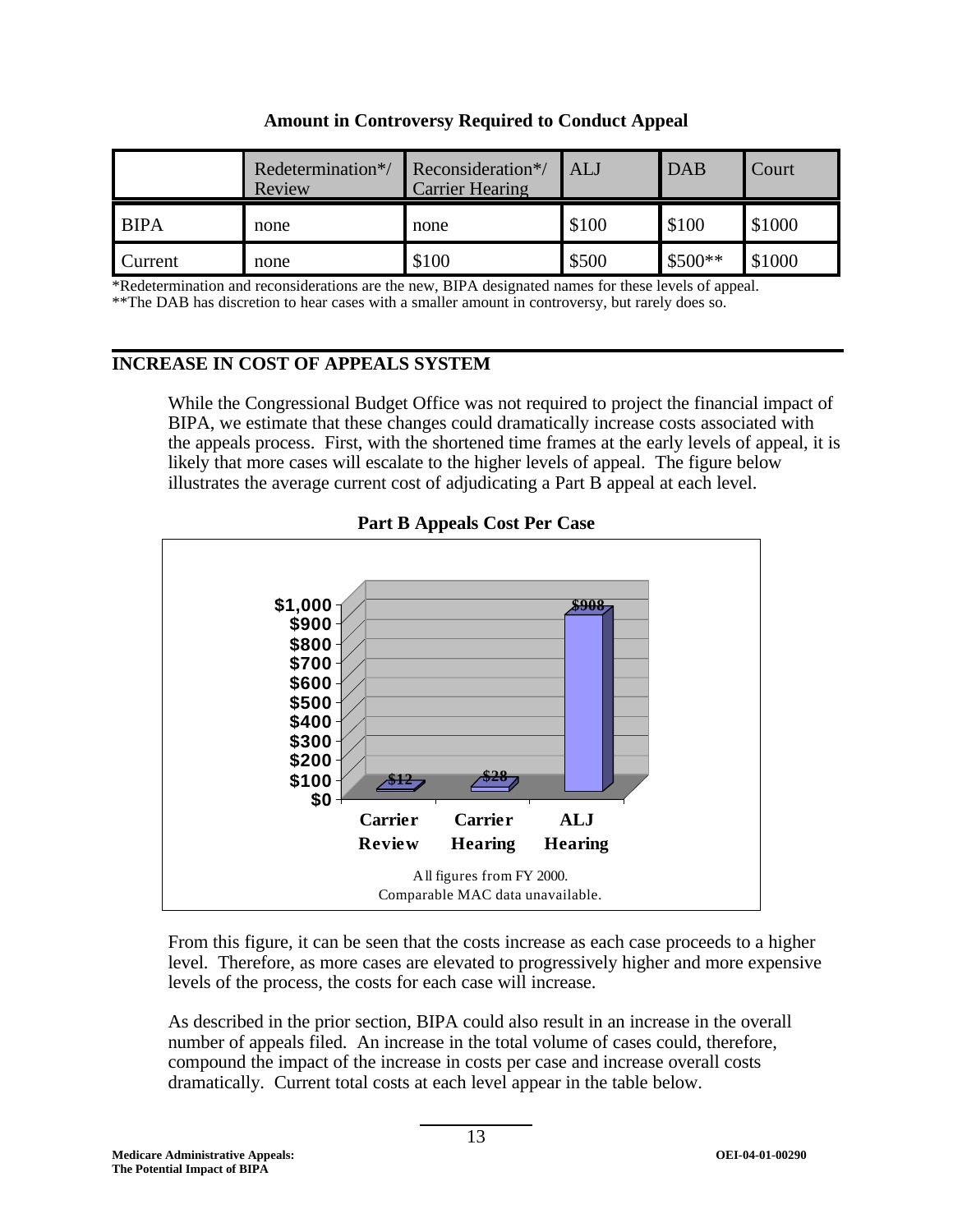**Amount in Controversy Required to Conduct Appeal**

| | Redetermination*/ Review | Reconsideration*/ Carrier Hearing | ALJ | DAB | Court |
|---|---|---|---|---|---|
| BIPA | none | none | $100 | $100 | $1000 |
| Current | none | $100 | $500 | $500** | $1000 |

*Redetermination and reconsiderations are the new, BIPA designated names for these levels of appeal.
**The DAB has discretion to hear cases with a smaller amount in controversy, but rarely does so.

## INCREASE IN COST OF APPEALS SYSTEM

While the Congressional Budget Office was not required to project the financial impact of BIPA, we estimate that these changes could dramatically increase costs associated with the appeals process. First, with the shortened time frames at the early levels of appeal, it is likely that more cases will escalate to the higher levels of appeal. The figure below illustrates the average current cost of adjudicating a Part B appeal at each level.

**Part B Appeals Cost Per Case**

| Level | Cost Per Case |
|---|---|
| Carrier Review | $12 |
| Carrier Hearing | $28 |
| ALJ Hearing | $908 |

All figures from FY 2000.
Comparable MAC data unavailable.

From this figure, it can be seen that the costs increase as each case proceeds to a higher level. Therefore, as more cases are elevated to progressively higher and more expensive levels of the process, the costs for each case will increase.

As described in the prior section, BIPA could also result in an increase in the overall number of appeals filed. An increase in the total volume of cases could, therefore, compound the impact of the increase in costs per case and increase overall costs dramatically. Current total costs at each level appear in the table below.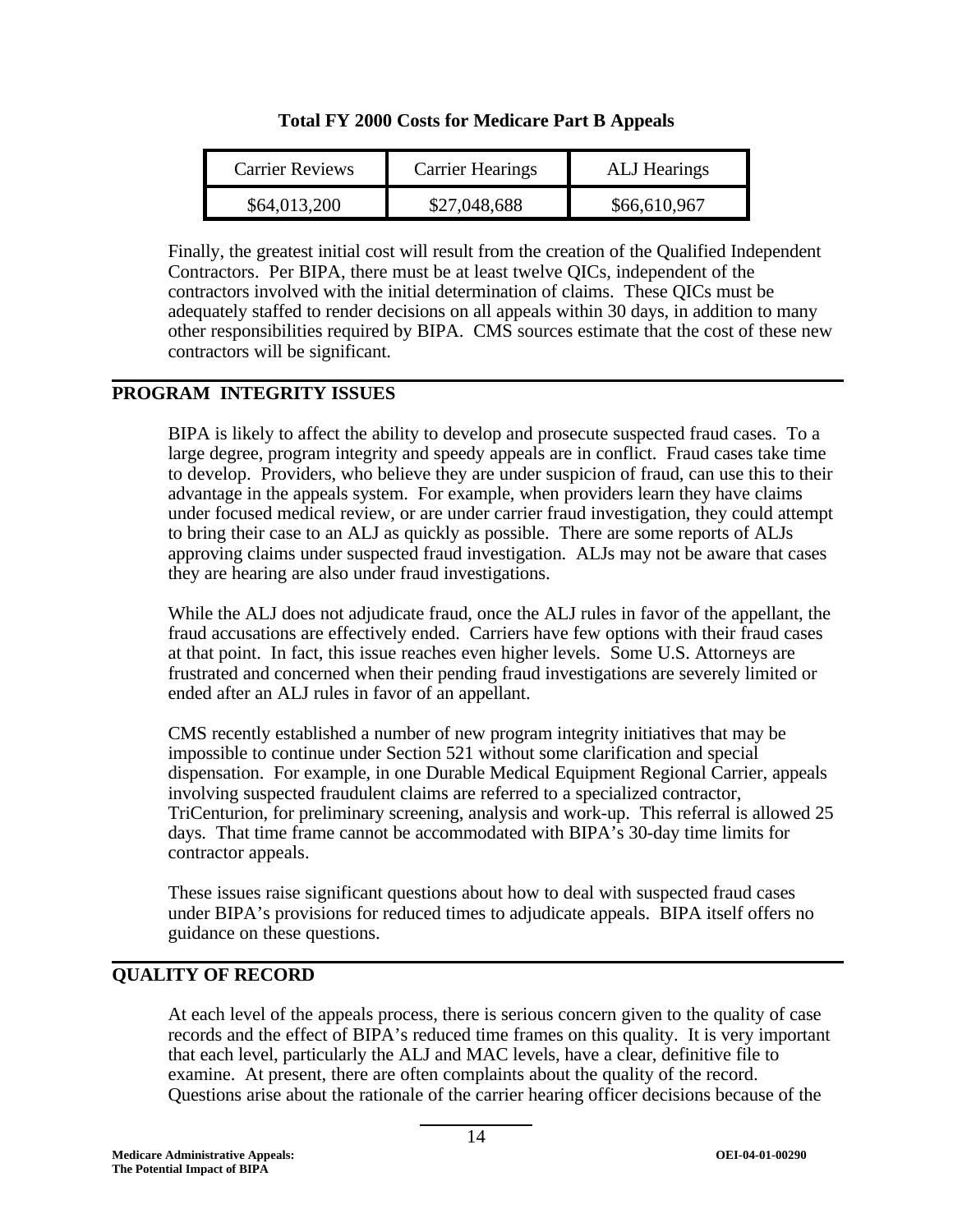**Total FY 2000 Costs for Medicare Part B Appeals**

| Carrier Reviews | Carrier Hearings | ALJ Hearings |
|---|---|---|
| $64,013,200 | $27,048,688 | $66,610,967 |

Finally, the greatest initial cost will result from the creation of the Qualified Independent Contractors. Per BIPA, there must be at least twelve QICs, independent of the contractors involved with the initial determination of claims. These QICs must be adequately staffed to render decisions on all appeals within 30 days, in addition to many other responsibilities required by BIPA. CMS sources estimate that the cost of these new contractors will be significant.

## PROGRAM INTEGRITY ISSUES

BIPA is likely to affect the ability to develop and prosecute suspected fraud cases. To a large degree, program integrity and speedy appeals are in conflict. Fraud cases take time to develop. Providers, who believe they are under suspicion of fraud, can use this to their advantage in the appeals system. For example, when providers learn they have claims under focused medical review, or are under carrier fraud investigation, they could attempt to bring their case to an ALJ as quickly as possible. There are some reports of ALJs approving claims under suspected fraud investigation. ALJs may not be aware that cases they are hearing are also under fraud investigations.

While the ALJ does not adjudicate fraud, once the ALJ rules in favor of the appellant, the fraud accusations are effectively ended. Carriers have few options with their fraud cases at that point. In fact, this issue reaches even higher levels. Some U.S. Attorneys are frustrated and concerned when their pending fraud investigations are severely limited or ended after an ALJ rules in favor of an appellant.

CMS recently established a number of new program integrity initiatives that may be impossible to continue under Section 521 without some clarification and special dispensation. For example, in one Durable Medical Equipment Regional Carrier, appeals involving suspected fraudulent claims are referred to a specialized contractor, TriCenturion, for preliminary screening, analysis and work-up. This referral is allowed 25 days. That time frame cannot be accommodated with BIPA's 30-day time limits for contractor appeals.

These issues raise significant questions about how to deal with suspected fraud cases under BIPA's provisions for reduced times to adjudicate appeals. BIPA itself offers no guidance on these questions.

## QUALITY OF RECORD

At each level of the appeals process, there is serious concern given to the quality of case records and the effect of BIPA's reduced time frames on this quality. It is very important that each level, particularly the ALJ and MAC levels, have a clear, definitive file to examine. At present, there are often complaints about the quality of the record. Questions arise about the rationale of the carrier hearing officer decisions because of the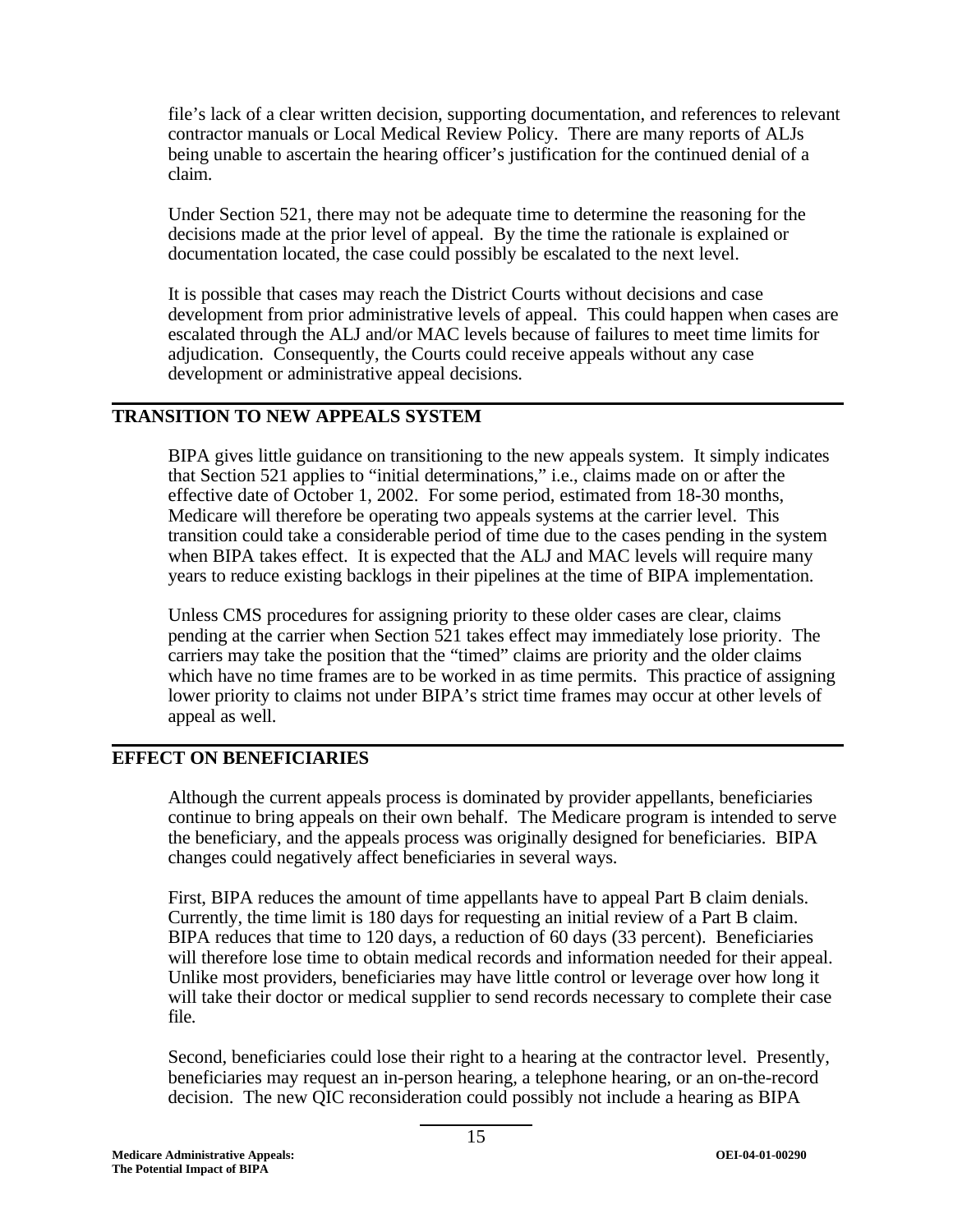file's lack of a clear written decision, supporting documentation, and references to relevant contractor manuals or Local Medical Review Policy. There are many reports of ALJs being unable to ascertain the hearing officer's justification for the continued denial of a claim.

Under Section 521, there may not be adequate time to determine the reasoning for the decisions made at the prior level of appeal. By the time the rationale is explained or documentation located, the case could possibly be escalated to the next level.

It is possible that cases may reach the District Courts without decisions and case development from prior administrative levels of appeal. This could happen when cases are escalated through the ALJ and/or MAC levels because of failures to meet time limits for adjudication. Consequently, the Courts could receive appeals without any case development or administrative appeal decisions.

## TRANSITION TO NEW APPEALS SYSTEM

BIPA gives little guidance on transitioning to the new appeals system. It simply indicates that Section 521 applies to "initial determinations," i.e., claims made on or after the effective date of October 1, 2002. For some period, estimated from 18-30 months, Medicare will therefore be operating two appeals systems at the carrier level. This transition could take a considerable period of time due to the cases pending in the system when BIPA takes effect. It is expected that the ALJ and MAC levels will require many years to reduce existing backlogs in their pipelines at the time of BIPA implementation.

Unless CMS procedures for assigning priority to these older cases are clear, claims pending at the carrier when Section 521 takes effect may immediately lose priority. The carriers may take the position that the "timed" claims are priority and the older claims which have no time frames are to be worked in as time permits. This practice of assigning lower priority to claims not under BIPA's strict time frames may occur at other levels of appeal as well.

## EFFECT ON BENEFICIARIES

Although the current appeals process is dominated by provider appellants, beneficiaries continue to bring appeals on their own behalf. The Medicare program is intended to serve the beneficiary, and the appeals process was originally designed for beneficiaries. BIPA changes could negatively affect beneficiaries in several ways.

First, BIPA reduces the amount of time appellants have to appeal Part B claim denials. Currently, the time limit is 180 days for requesting an initial review of a Part B claim. BIPA reduces that time to 120 days, a reduction of 60 days (33 percent). Beneficiaries will therefore lose time to obtain medical records and information needed for their appeal. Unlike most providers, beneficiaries may have little control or leverage over how long it will take their doctor or medical supplier to send records necessary to complete their case file.

Second, beneficiaries could lose their right to a hearing at the contractor level. Presently, beneficiaries may request an in-person hearing, a telephone hearing, or an on-the-record decision. The new QIC reconsideration could possibly not include a hearing as BIPA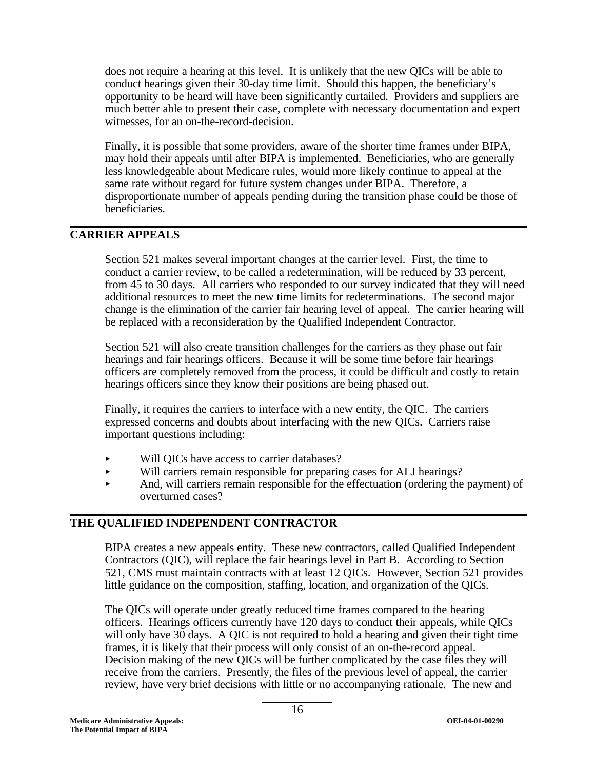does not require a hearing at this level. It is unlikely that the new QICs will be able to conduct hearings given their 30-day time limit. Should this happen, the beneficiary's opportunity to be heard will have been significantly curtailed. Providers and suppliers are much better able to present their case, complete with necessary documentation and expert witnesses, for an on-the-record-decision.

Finally, it is possible that some providers, aware of the shorter time frames under BIPA, may hold their appeals until after BIPA is implemented. Beneficiaries, who are generally less knowledgeable about Medicare rules, would more likely continue to appeal at the same rate without regard for future system changes under BIPA. Therefore, a disproportionate number of appeals pending during the transition phase could be those of beneficiaries.

## CARRIER APPEALS

Section 521 makes several important changes at the carrier level. First, the time to conduct a carrier review, to be called a redetermination, will be reduced by 33 percent, from 45 to 30 days. All carriers who responded to our survey indicated that they will need additional resources to meet the new time limits for redeterminations. The second major change is the elimination of the carrier fair hearing level of appeal. The carrier hearing will be replaced with a reconsideration by the Qualified Independent Contractor.

Section 521 will also create transition challenges for the carriers as they phase out fair hearings and fair hearings officers. Because it will be some time before fair hearings officers are completely removed from the process, it could be difficult and costly to retain hearings officers since they know their positions are being phased out.

Finally, it requires the carriers to interface with a new entity, the QIC. The carriers expressed concerns and doubts about interfacing with the new QICs. Carriers raise important questions including:

- Will QICs have access to carrier databases?
- Will carriers remain responsible for preparing cases for ALJ hearings?
- And, will carriers remain responsible for the effectuation (ordering the payment) of overturned cases?

## THE QUALIFIED INDEPENDENT CONTRACTOR

BIPA creates a new appeals entity. These new contractors, called Qualified Independent Contractors (QIC), will replace the fair hearings level in Part B. According to Section 521, CMS must maintain contracts with at least 12 QICs. However, Section 521 provides little guidance on the composition, staffing, location, and organization of the QICs.

The QICs will operate under greatly reduced time frames compared to the hearing officers. Hearings officers currently have 120 days to conduct their appeals, while QICs will only have 30 days. A QIC is not required to hold a hearing and given their tight time frames, it is likely that their process will only consist of an on-the-record appeal. Decision making of the new QICs will be further complicated by the case files they will receive from the carriers. Presently, the files of the previous level of appeal, the carrier review, have very brief decisions with little or no accompanying rationale. The new and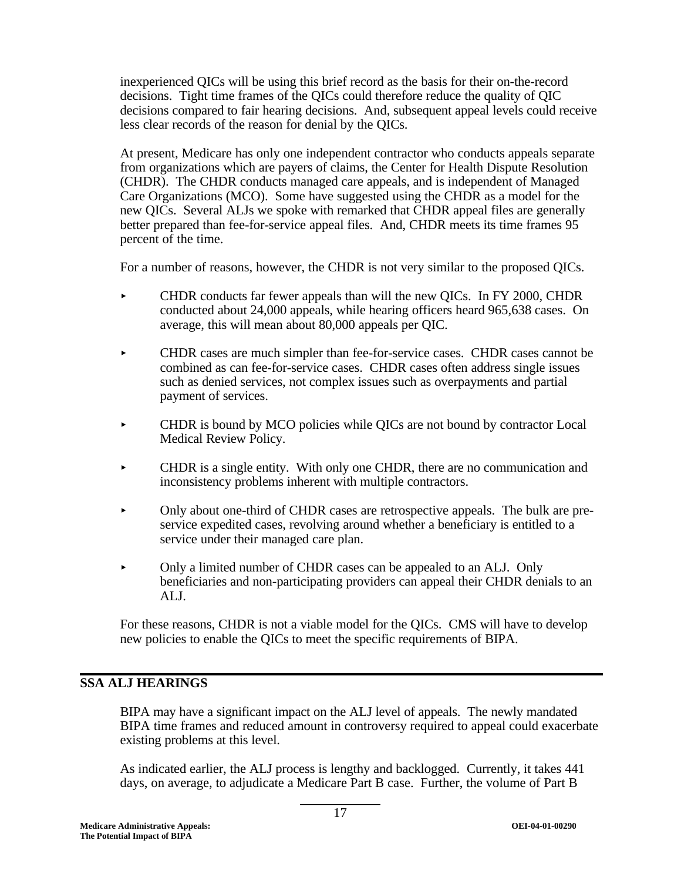inexperienced QICs will be using this brief record as the basis for their on-the-record decisions. Tight time frames of the QICs could therefore reduce the quality of QIC decisions compared to fair hearing decisions. And, subsequent appeal levels could receive less clear records of the reason for denial by the QICs.

At present, Medicare has only one independent contractor who conducts appeals separate from organizations which are payers of claims, the Center for Health Dispute Resolution (CHDR). The CHDR conducts managed care appeals, and is independent of Managed Care Organizations (MCO). Some have suggested using the CHDR as a model for the new QICs. Several ALJs we spoke with remarked that CHDR appeal files are generally better prepared than fee-for-service appeal files. And, CHDR meets its time frames 95 percent of the time.

For a number of reasons, however, the CHDR is not very similar to the proposed QICs.

- CHDR conducts far fewer appeals than will the new QICs. In FY 2000, CHDR conducted about 24,000 appeals, while hearing officers heard 965,638 cases. On average, this will mean about 80,000 appeals per QIC.
- CHDR cases are much simpler than fee-for-service cases. CHDR cases cannot be combined as can fee-for-service cases. CHDR cases often address single issues such as denied services, not complex issues such as overpayments and partial payment of services.
- CHDR is bound by MCO policies while QICs are not bound by contractor Local Medical Review Policy.
- CHDR is a single entity. With only one CHDR, there are no communication and inconsistency problems inherent with multiple contractors.
- Only about one-third of CHDR cases are retrospective appeals. The bulk are pre-service expedited cases, revolving around whether a beneficiary is entitled to a service under their managed care plan.
- Only a limited number of CHDR cases can be appealed to an ALJ. Only beneficiaries and non-participating providers can appeal their CHDR denials to an ALJ.

For these reasons, CHDR is not a viable model for the QICs. CMS will have to develop new policies to enable the QICs to meet the specific requirements of BIPA.

## SSA ALJ HEARINGS

BIPA may have a significant impact on the ALJ level of appeals. The newly mandated BIPA time frames and reduced amount in controversy required to appeal could exacerbate existing problems at this level.

As indicated earlier, the ALJ process is lengthy and backlogged. Currently, it takes 441 days, on average, to adjudicate a Medicare Part B case. Further, the volume of Part B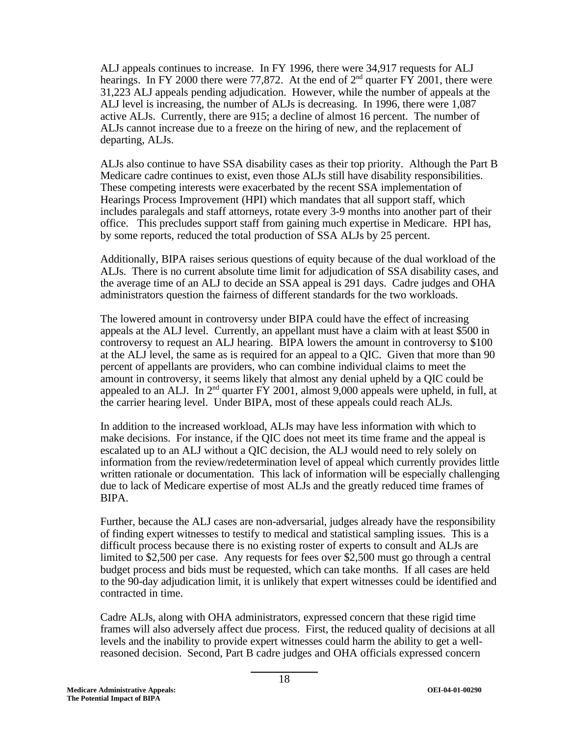ALJ appeals continues to increase. In FY 1996, there were 34,917 requests for ALJ hearings. In FY 2000 there were 77,872. At the end of 2nd quarter FY 2001, there were 31,223 ALJ appeals pending adjudication. However, while the number of appeals at the ALJ level is increasing, the number of ALJs is decreasing. In 1996, there were 1,087 active ALJs. Currently, there are 915; a decline of almost 16 percent. The number of ALJs cannot increase due to a freeze on the hiring of new, and the replacement of departing, ALJs.

ALJs also continue to have SSA disability cases as their top priority. Although the Part B Medicare cadre continues to exist, even those ALJs still have disability responsibilities. These competing interests were exacerbated by the recent SSA implementation of Hearings Process Improvement (HPI) which mandates that all support staff, which includes paralegals and staff attorneys, rotate every 3-9 months into another part of their office. This precludes support staff from gaining much expertise in Medicare. HPI has, by some reports, reduced the total production of SSA ALJs by 25 percent.

Additionally, BIPA raises serious questions of equity because of the dual workload of the ALJs. There is no current absolute time limit for adjudication of SSA disability cases, and the average time of an ALJ to decide an SSA appeal is 291 days. Cadre judges and OHA administrators question the fairness of different standards for the two workloads.

The lowered amount in controversy under BIPA could have the effect of increasing appeals at the ALJ level. Currently, an appellant must have a claim with at least $500 in controversy to request an ALJ hearing. BIPA lowers the amount in controversy to $100 at the ALJ level, the same as is required for an appeal to a QIC. Given that more than 90 percent of appellants are providers, who can combine individual claims to meet the amount in controversy, it seems likely that almost any denial upheld by a QIC could be appealed to an ALJ. In 2nd quarter FY 2001, almost 9,000 appeals were upheld, in full, at the carrier hearing level. Under BIPA, most of these appeals could reach ALJs.

In addition to the increased workload, ALJs may have less information with which to make decisions. For instance, if the QIC does not meet its time frame and the appeal is escalated up to an ALJ without a QIC decision, the ALJ would need to rely solely on information from the review/redetermination level of appeal which currently provides little written rationale or documentation. This lack of information will be especially challenging due to lack of Medicare expertise of most ALJs and the greatly reduced time frames of BIPA.

Further, because the ALJ cases are non-adversarial, judges already have the responsibility of finding expert witnesses to testify to medical and statistical sampling issues. This is a difficult process because there is no existing roster of experts to consult and ALJs are limited to $2,500 per case. Any requests for fees over $2,500 must go through a central budget process and bids must be requested, which can take months. If all cases are held to the 90-day adjudication limit, it is unlikely that expert witnesses could be identified and contracted in time.

Cadre ALJs, along with OHA administrators, expressed concern that these rigid time frames will also adversely affect due process. First, the reduced quality of decisions at all levels and the inability to provide expert witnesses could harm the ability to get a well-reasoned decision. Second, Part B cadre judges and OHA officials expressed concern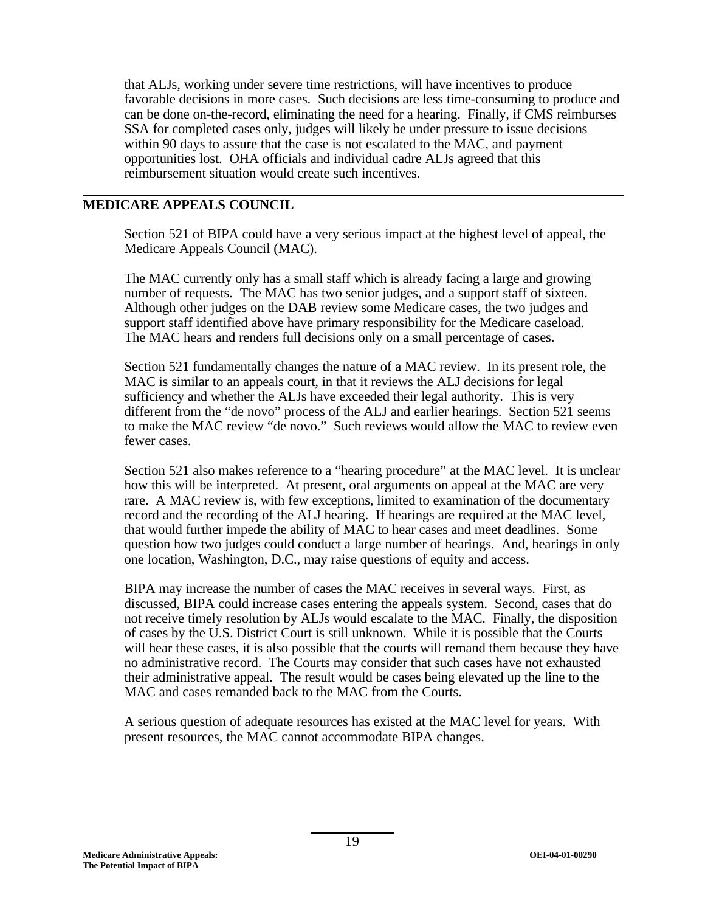that ALJs, working under severe time restrictions, will have incentives to produce favorable decisions in more cases. Such decisions are less time-consuming to produce and can be done on-the-record, eliminating the need for a hearing. Finally, if CMS reimburses SSA for completed cases only, judges will likely be under pressure to issue decisions within 90 days to assure that the case is not escalated to the MAC, and payment opportunities lost. OHA officials and individual cadre ALJs agreed that this reimbursement situation would create such incentives.

## MEDICARE APPEALS COUNCIL

Section 521 of BIPA could have a very serious impact at the highest level of appeal, the Medicare Appeals Council (MAC).

The MAC currently only has a small staff which is already facing a large and growing number of requests. The MAC has two senior judges, and a support staff of sixteen. Although other judges on the DAB review some Medicare cases, the two judges and support staff identified above have primary responsibility for the Medicare caseload. The MAC hears and renders full decisions only on a small percentage of cases.

Section 521 fundamentally changes the nature of a MAC review. In its present role, the MAC is similar to an appeals court, in that it reviews the ALJ decisions for legal sufficiency and whether the ALJs have exceeded their legal authority. This is very different from the "de novo" process of the ALJ and earlier hearings. Section 521 seems to make the MAC review "de novo." Such reviews would allow the MAC to review even fewer cases.

Section 521 also makes reference to a "hearing procedure" at the MAC level. It is unclear how this will be interpreted. At present, oral arguments on appeal at the MAC are very rare. A MAC review is, with few exceptions, limited to examination of the documentary record and the recording of the ALJ hearing. If hearings are required at the MAC level, that would further impede the ability of MAC to hear cases and meet deadlines. Some question how two judges could conduct a large number of hearings. And, hearings in only one location, Washington, D.C., may raise questions of equity and access.

BIPA may increase the number of cases the MAC receives in several ways. First, as discussed, BIPA could increase cases entering the appeals system. Second, cases that do not receive timely resolution by ALJs would escalate to the MAC. Finally, the disposition of cases by the U.S. District Court is still unknown. While it is possible that the Courts will hear these cases, it is also possible that the courts will remand them because they have no administrative record. The Courts may consider that such cases have not exhausted their administrative appeal. The result would be cases being elevated up the line to the MAC and cases remanded back to the MAC from the Courts.

A serious question of adequate resources has existed at the MAC level for years. With present resources, the MAC cannot accommodate BIPA changes.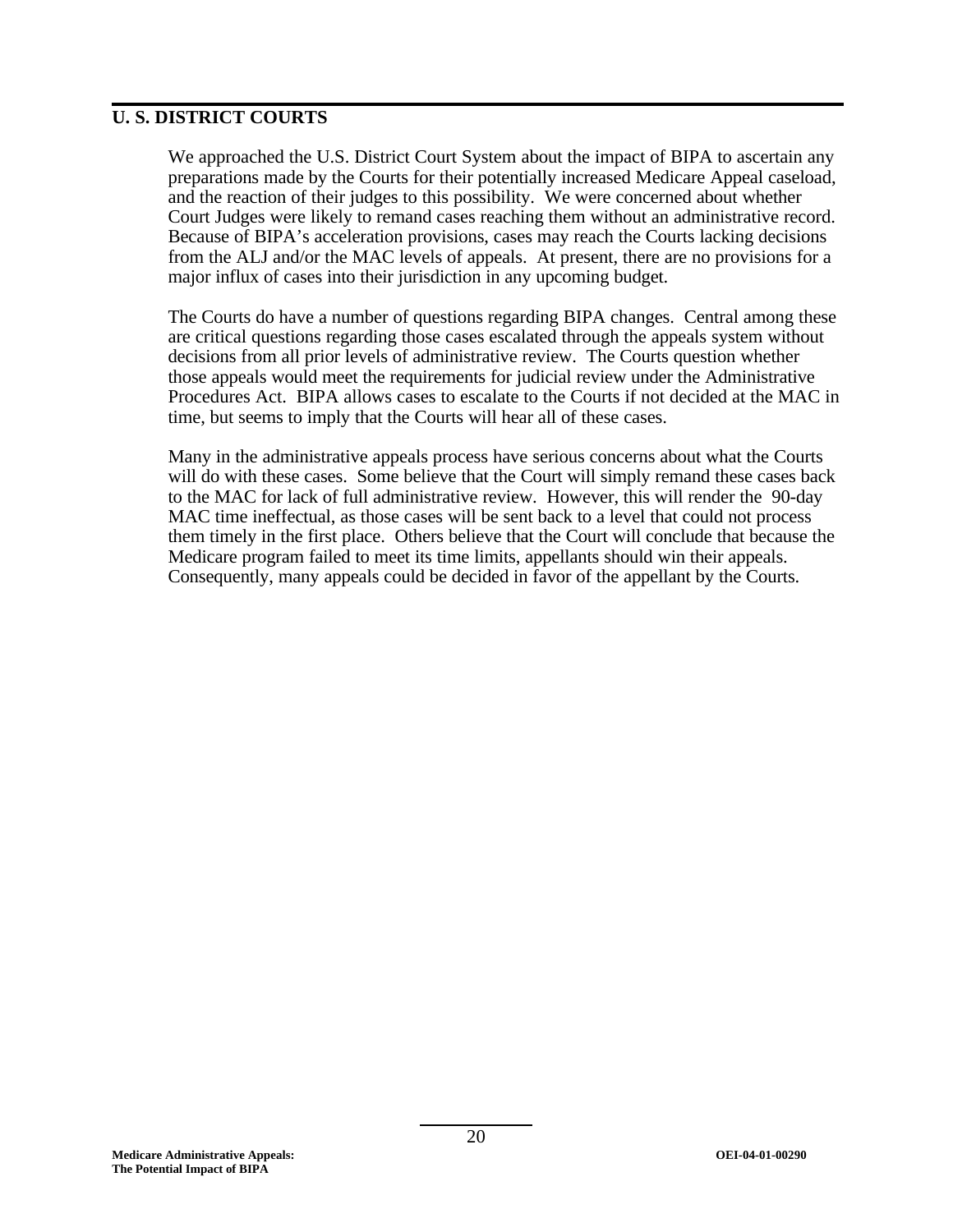## U. S. DISTRICT COURTS

We approached the U.S. District Court System about the impact of BIPA to ascertain any preparations made by the Courts for their potentially increased Medicare Appeal caseload, and the reaction of their judges to this possibility. We were concerned about whether Court Judges were likely to remand cases reaching them without an administrative record. Because of BIPA's acceleration provisions, cases may reach the Courts lacking decisions from the ALJ and/or the MAC levels of appeals. At present, there are no provisions for a major influx of cases into their jurisdiction in any upcoming budget.

The Courts do have a number of questions regarding BIPA changes. Central among these are critical questions regarding those cases escalated through the appeals system without decisions from all prior levels of administrative review. The Courts question whether those appeals would meet the requirements for judicial review under the Administrative Procedures Act. BIPA allows cases to escalate to the Courts if not decided at the MAC in time, but seems to imply that the Courts will hear all of these cases.

Many in the administrative appeals process have serious concerns about what the Courts will do with these cases. Some believe that the Court will simply remand these cases back to the MAC for lack of full administrative review. However, this will render the 90-day MAC time ineffectual, as those cases will be sent back to a level that could not process them timely in the first place. Others believe that the Court will conclude that because the Medicare program failed to meet its time limits, appellants should win their appeals. Consequently, many appeals could be decided in favor of the appellant by the Courts.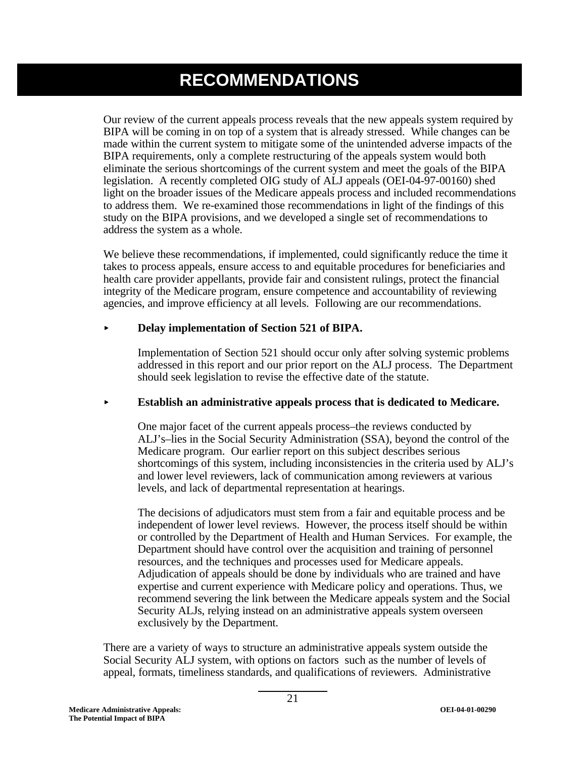# RECOMMENDATIONS

Our review of the current appeals process reveals that the new appeals system required by BIPA will be coming in on top of a system that is already stressed. While changes can be made within the current system to mitigate some of the unintended adverse impacts of the BIPA requirements, only a complete restructuring of the appeals system would both eliminate the serious shortcomings of the current system and meet the goals of the BIPA legislation. A recently completed OIG study of ALJ appeals (OEI-04-97-00160) shed light on the broader issues of the Medicare appeals process and included recommendations to address them. We re-examined those recommendations in light of the findings of this study on the BIPA provisions, and we developed a single set of recommendations to address the system as a whole.

We believe these recommendations, if implemented, could significantly reduce the time it takes to process appeals, ensure access to and equitable procedures for beneficiaries and health care provider appellants, provide fair and consistent rulings, protect the financial integrity of the Medicare program, ensure competence and accountability of reviewing agencies, and improve efficiency at all levels. Following are our recommendations.

- **Delay implementation of Section 521 of BIPA.**

  Implementation of Section 521 should occur only after solving systemic problems addressed in this report and our prior report on the ALJ process. The Department should seek legislation to revise the effective date of the statute.

- **Establish an administrative appeals process that is dedicated to Medicare.**

  One major facet of the current appeals process–the reviews conducted by ALJ's–lies in the Social Security Administration (SSA), beyond the control of the Medicare program. Our earlier report on this subject describes serious shortcomings of this system, including inconsistencies in the criteria used by ALJ's and lower level reviewers, lack of communication among reviewers at various levels, and lack of departmental representation at hearings.

  The decisions of adjudicators must stem from a fair and equitable process and be independent of lower level reviews. However, the process itself should be within or controlled by the Department of Health and Human Services. For example, the Department should have control over the acquisition and training of personnel resources, and the techniques and processes used for Medicare appeals. Adjudication of appeals should be done by individuals who are trained and have expertise and current experience with Medicare policy and operations. Thus, we recommend severing the link between the Medicare appeals system and the Social Security ALJs, relying instead on an administrative appeals system overseen exclusively by the Department.

There are a variety of ways to structure an administrative appeals system outside the Social Security ALJ system, with options on factors such as the number of levels of appeal, formats, timeliness standards, and qualifications of reviewers. Administrative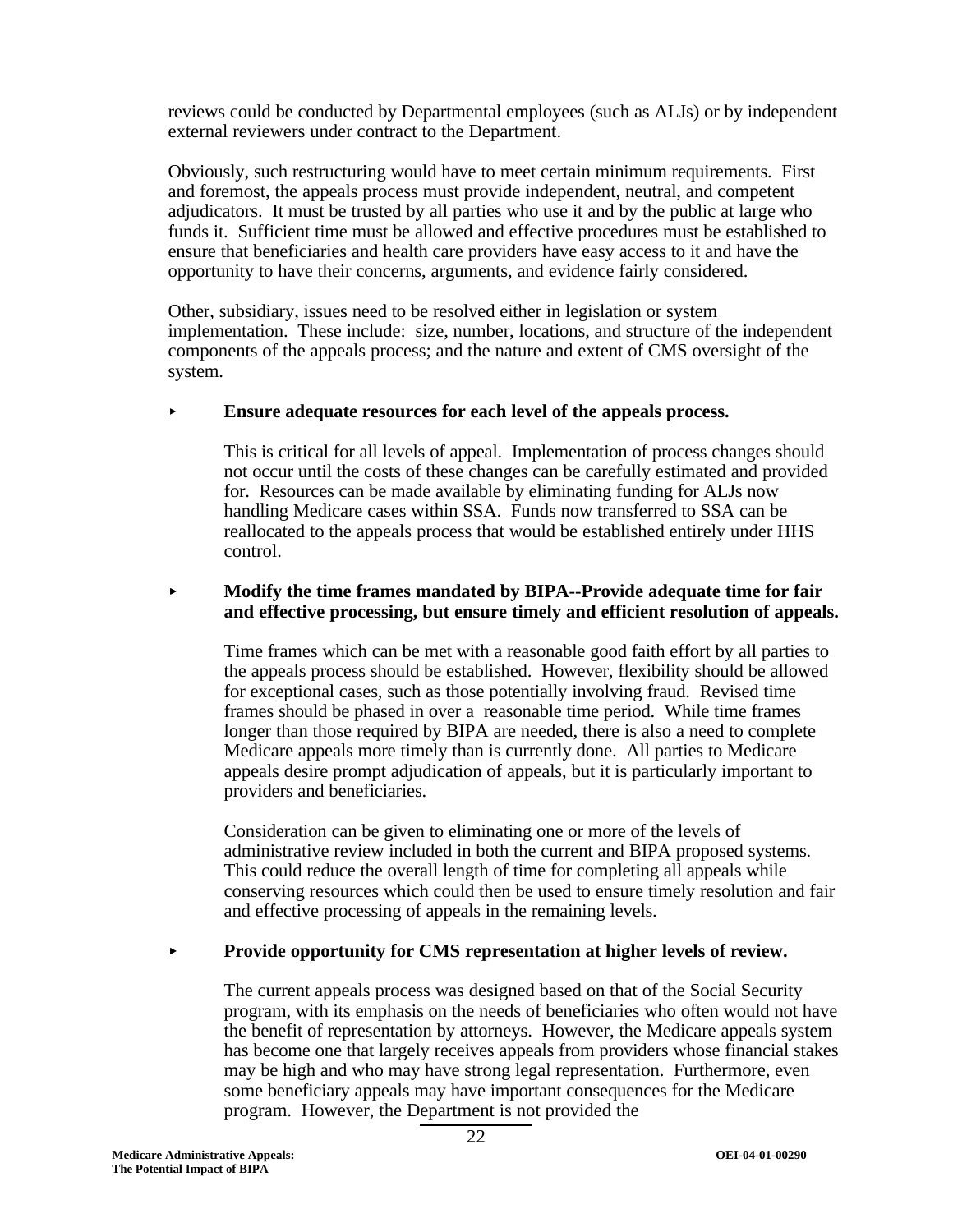reviews could be conducted by Departmental employees (such as ALJs) or by independent external reviewers under contract to the Department.

Obviously, such restructuring would have to meet certain minimum requirements. First and foremost, the appeals process must provide independent, neutral, and competent adjudicators. It must be trusted by all parties who use it and by the public at large who funds it. Sufficient time must be allowed and effective procedures must be established to ensure that beneficiaries and health care providers have easy access to it and have the opportunity to have their concerns, arguments, and evidence fairly considered.

Other, subsidiary, issues need to be resolved either in legislation or system implementation. These include: size, number, locations, and structure of the independent components of the appeals process; and the nature and extent of CMS oversight of the system.

- **Ensure adequate resources for each level of the appeals process.**

  This is critical for all levels of appeal. Implementation of process changes should not occur until the costs of these changes can be carefully estimated and provided for. Resources can be made available by eliminating funding for ALJs now handling Medicare cases within SSA. Funds now transferred to SSA can be reallocated to the appeals process that would be established entirely under HHS control.

- **Modify the time frames mandated by BIPA--Provide adequate time for fair and effective processing, but ensure timely and efficient resolution of appeals.**

  Time frames which can be met with a reasonable good faith effort by all parties to the appeals process should be established. However, flexibility should be allowed for exceptional cases, such as those potentially involving fraud. Revised time frames should be phased in over a reasonable time period. While time frames longer than those required by BIPA are needed, there is also a need to complete Medicare appeals more timely than is currently done. All parties to Medicare appeals desire prompt adjudication of appeals, but it is particularly important to providers and beneficiaries.

  Consideration can be given to eliminating one or more of the levels of administrative review included in both the current and BIPA proposed systems. This could reduce the overall length of time for completing all appeals while conserving resources which could then be used to ensure timely resolution and fair and effective processing of appeals in the remaining levels.

- **Provide opportunity for CMS representation at higher levels of review.**

  The current appeals process was designed based on that of the Social Security program, with its emphasis on the needs of beneficiaries who often would not have the benefit of representation by attorneys. However, the Medicare appeals system has become one that largely receives appeals from providers whose financial stakes may be high and who may have strong legal representation. Furthermore, even some beneficiary appeals may have important consequences for the Medicare program. However, the Department is not provided the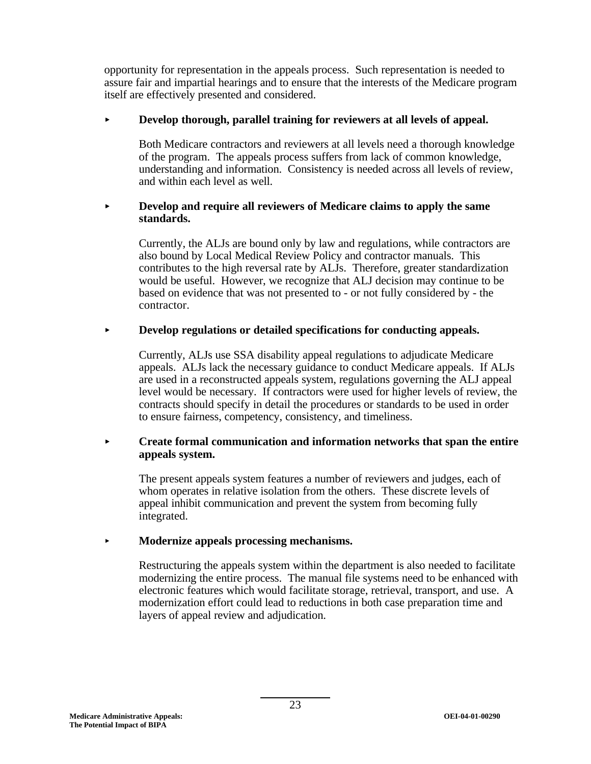opportunity for representation in the appeals process. Such representation is needed to assure fair and impartial hearings and to ensure that the interests of the Medicare program itself are effectively presented and considered.

- **Develop thorough, parallel training for reviewers at all levels of appeal.**

  Both Medicare contractors and reviewers at all levels need a thorough knowledge of the program. The appeals process suffers from lack of common knowledge, understanding and information. Consistency is needed across all levels of review, and within each level as well.

- **Develop and require all reviewers of Medicare claims to apply the same standards.**

  Currently, the ALJs are bound only by law and regulations, while contractors are also bound by Local Medical Review Policy and contractor manuals. This contributes to the high reversal rate by ALJs. Therefore, greater standardization would be useful. However, we recognize that ALJ decision may continue to be based on evidence that was not presented to - or not fully considered by - the contractor.

- **Develop regulations or detailed specifications for conducting appeals.**

  Currently, ALJs use SSA disability appeal regulations to adjudicate Medicare appeals. ALJs lack the necessary guidance to conduct Medicare appeals. If ALJs are used in a reconstructed appeals system, regulations governing the ALJ appeal level would be necessary. If contractors were used for higher levels of review, the contracts should specify in detail the procedures or standards to be used in order to ensure fairness, competency, consistency, and timeliness.

- **Create formal communication and information networks that span the entire appeals system.**

  The present appeals system features a number of reviewers and judges, each of whom operates in relative isolation from the others. These discrete levels of appeal inhibit communication and prevent the system from becoming fully integrated.

- **Modernize appeals processing mechanisms.**

  Restructuring the appeals system within the department is also needed to facilitate modernizing the entire process. The manual file systems need to be enhanced with electronic features which would facilitate storage, retrieval, transport, and use. A modernization effort could lead to reductions in both case preparation time and layers of appeal review and adjudication.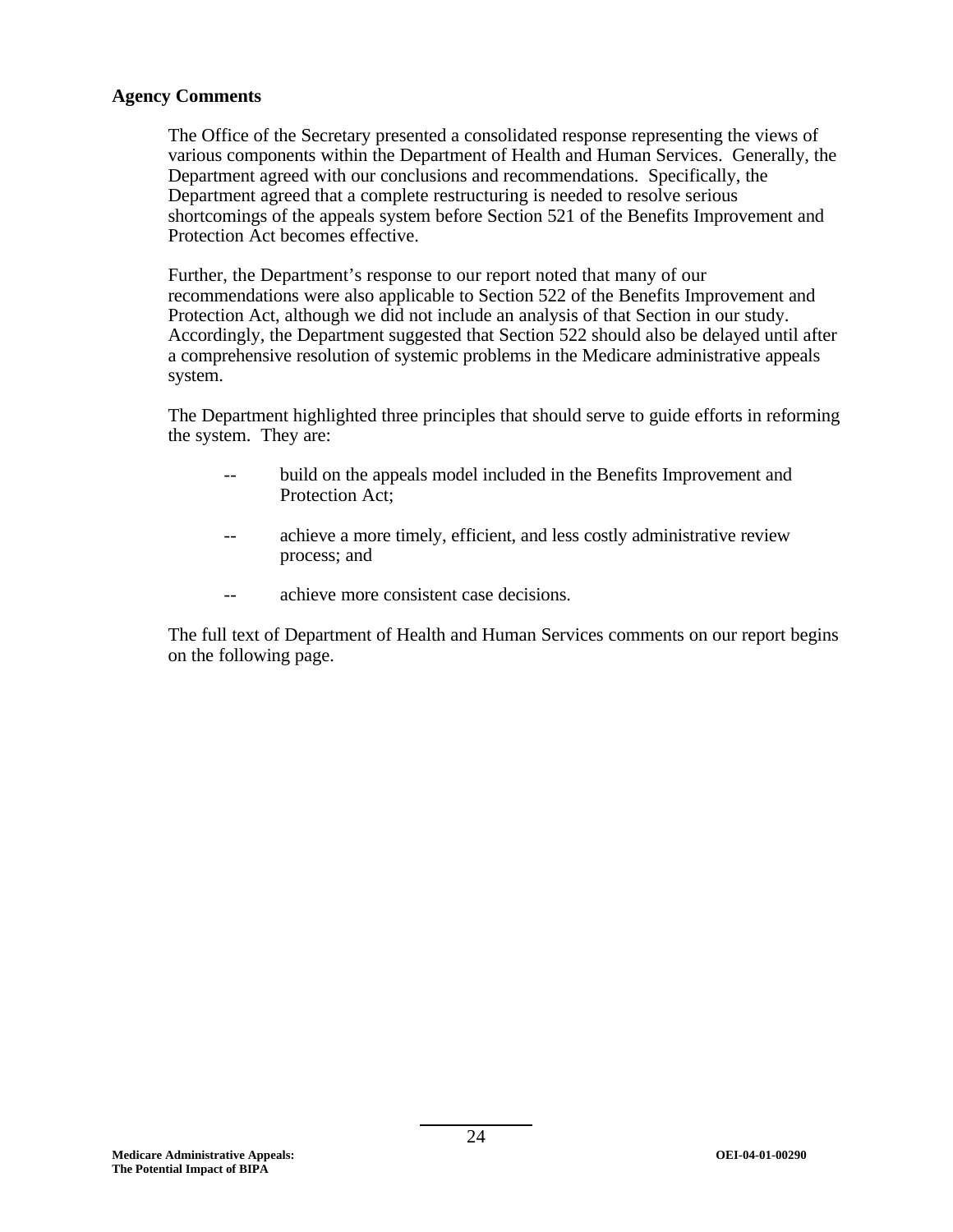**Agency Comments**

The Office of the Secretary presented a consolidated response representing the views of various components within the Department of Health and Human Services. Generally, the Department agreed with our conclusions and recommendations. Specifically, the Department agreed that a complete restructuring is needed to resolve serious shortcomings of the appeals system before Section 521 of the Benefits Improvement and Protection Act becomes effective.

Further, the Department's response to our report noted that many of our recommendations were also applicable to Section 522 of the Benefits Improvement and Protection Act, although we did not include an analysis of that Section in our study. Accordingly, the Department suggested that Section 522 should also be delayed until after a comprehensive resolution of systemic problems in the Medicare administrative appeals system.

The Department highlighted three principles that should serve to guide efforts in reforming the system. They are:

-- build on the appeals model included in the Benefits Improvement and Protection Act;

-- achieve a more timely, efficient, and less costly administrative review process; and

-- achieve more consistent case decisions.

The full text of Department of Health and Human Services comments on our report begins on the following page.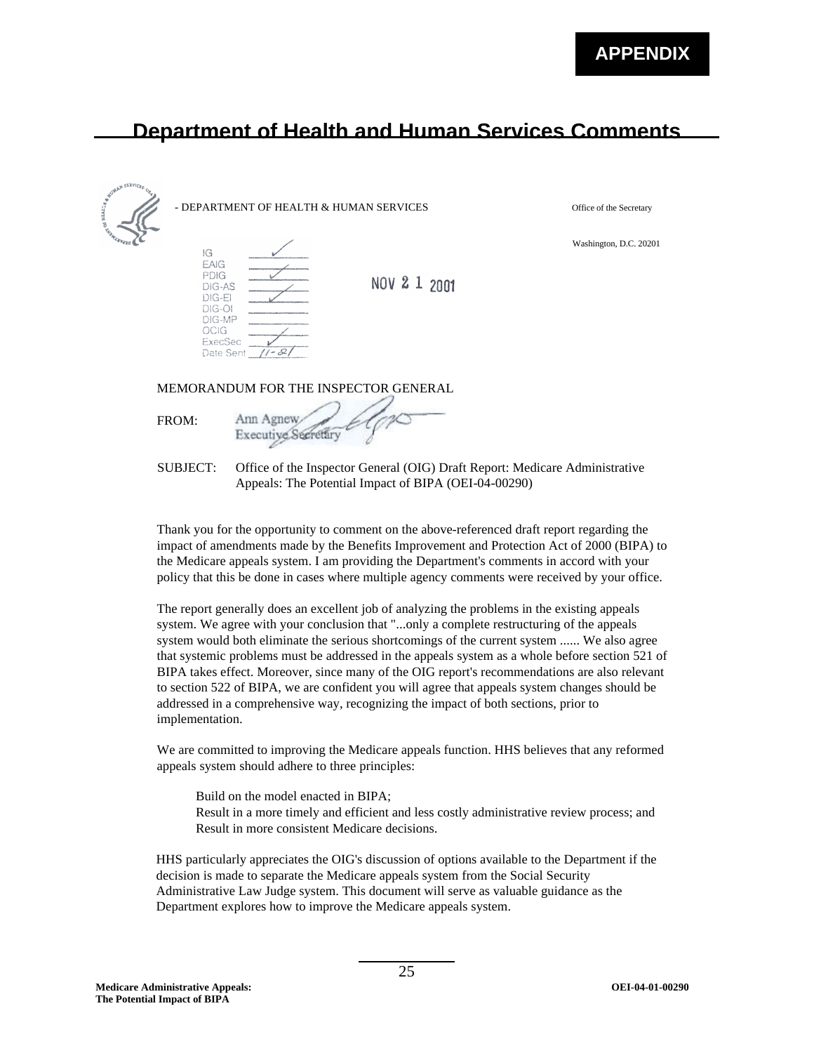**APPENDIX**

# Department of Health and Human Services Comments

DEPARTMENT OF HEALTH & HUMAN SERVICES

Office of the Secretary

Washington, D.C. 20201

| | |
|---|---|
| IG | ✓ |
| EAIG | ✓ |
| PDIG | ✓ |
| DIG-AS | ✓ |
| DIG-EI | ✓ |
| DIG-OI | |
| DIG-MP | |
| OCIG | ✓ |
| ExecSec | ✓ |
| Date Sent | 11-21 |

NOV 21 2001

MEMORANDUM FOR THE INSPECTOR GENERAL

FROM: Ann Agnew
Executive Secretary

SUBJECT: Office of the Inspector General (OIG) Draft Report: Medicare Administrative Appeals: The Potential Impact of BIPA (OEI-04-00290)

Thank you for the opportunity to comment on the above-referenced draft report regarding the impact of amendments made by the Benefits Improvement and Protection Act of 2000 (BIPA) to the Medicare appeals system. I am providing the Department's comments in accord with your policy that this be done in cases where multiple agency comments were received by your office.

The report generally does an excellent job of analyzing the problems in the existing appeals system. We agree with your conclusion that "...only a complete restructuring of the appeals system would both eliminate the serious shortcomings of the current system ...... We also agree that systemic problems must be addressed in the appeals system as a whole before section 521 of BIPA takes effect. Moreover, since many of the OIG report's recommendations are also relevant to section 522 of BIPA, we are confident you will agree that appeals system changes should be addressed in a comprehensive way, recognizing the impact of both sections, prior to implementation.

We are committed to improving the Medicare appeals function. HHS believes that any reformed appeals system should adhere to three principles:

- Build on the model enacted in BIPA;
- Result in a more timely and efficient and less costly administrative review process; and
- Result in more consistent Medicare decisions.

HHS particularly appreciates the OIG's discussion of options available to the Department if the decision is made to separate the Medicare appeals system from the Social Security Administrative Law Judge system. This document will serve as valuable guidance as the Department explores how to improve the Medicare appeals system.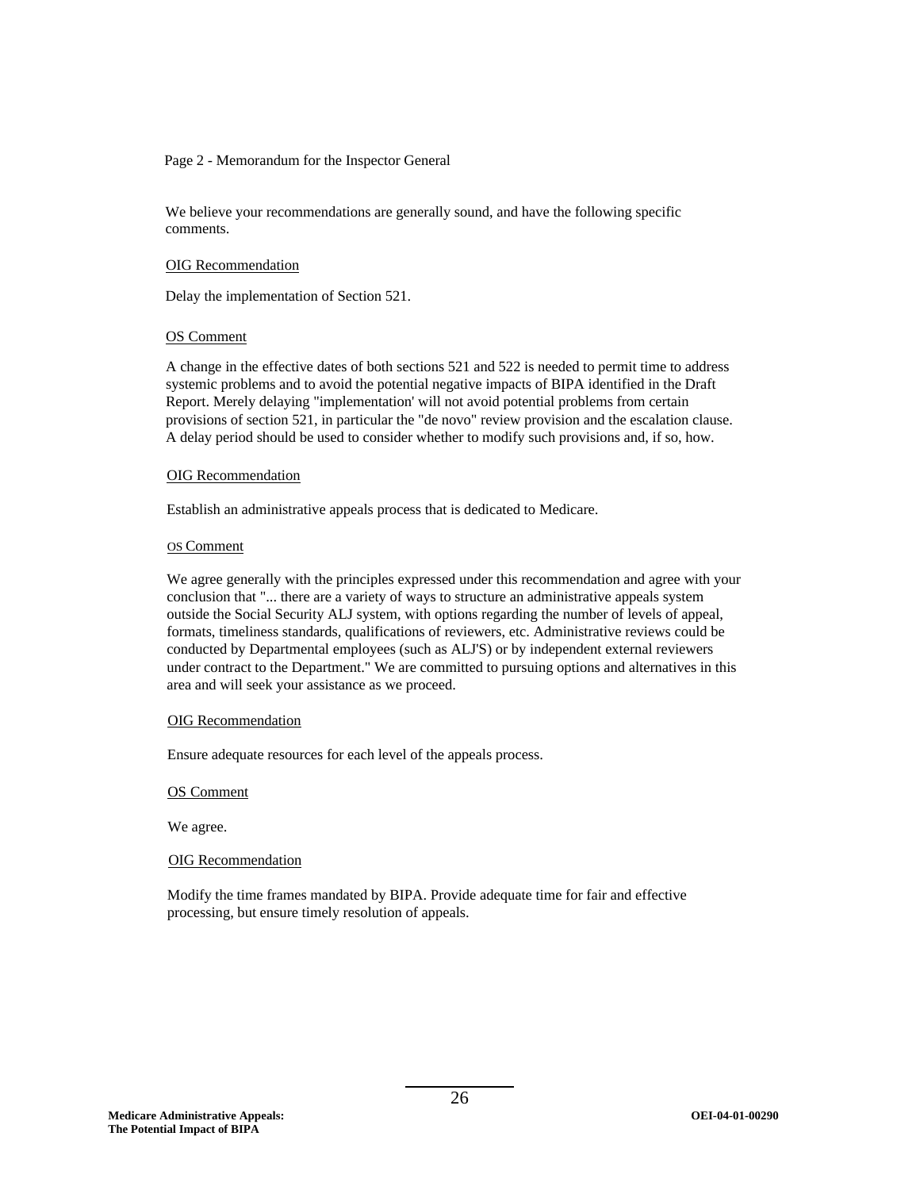Page 2 - Memorandum for the Inspector General

We believe your recommendations are generally sound, and have the following specific comments.

<u>OIG Recommendation</u>

Delay the implementation of Section 521.

<u>OS Comment</u>

A change in the effective dates of both sections 521 and 522 is needed to permit time to address systemic problems and to avoid the potential negative impacts of BIPA identified in the Draft Report. Merely delaying "implementation' will not avoid potential problems from certain provisions of section 521, in particular the "de novo" review provision and the escalation clause. A delay period should be used to consider whether to modify such provisions and, if so, how.

<u>OIG Recommendation</u>

Establish an administrative appeals process that is dedicated to Medicare.

<u>OS Comment</u>

We agree generally with the principles expressed under this recommendation and agree with your conclusion that "... there are a variety of ways to structure an administrative appeals system outside the Social Security ALJ system, with options regarding the number of levels of appeal, formats, timeliness standards, qualifications of reviewers, etc. Administrative reviews could be conducted by Departmental employees (such as ALJ'S) or by independent external reviewers under contract to the Department." We are committed to pursuing options and alternatives in this area and will seek your assistance as we proceed.

<u>OIG Recommendation</u>

Ensure adequate resources for each level of the appeals process.

<u>OS Comment</u>

We agree.

<u>OIG Recommendation</u>

Modify the time frames mandated by BIPA. Provide adequate time for fair and effective processing, but ensure timely resolution of appeals.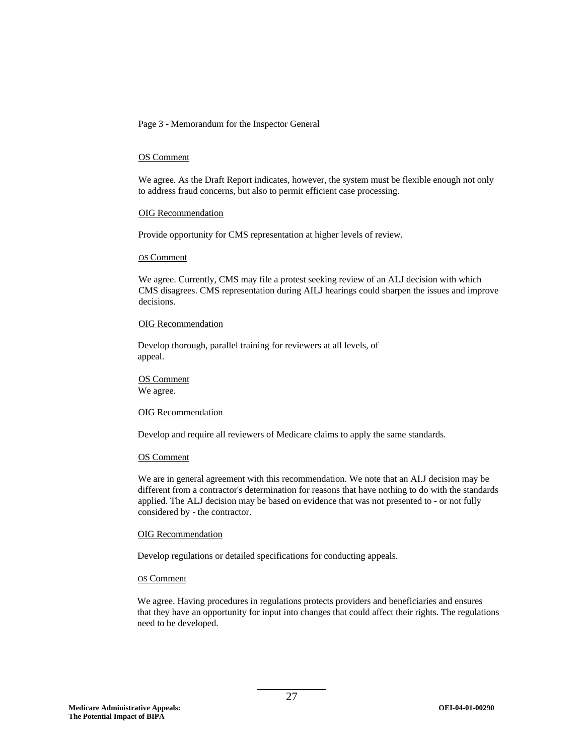Page 3 - Memorandum for the Inspector General

OS Comment

We agree. As the Draft Report indicates, however, the system must be flexible enough not only to address fraud concerns, but also to permit efficient case processing.

OIG Recommendation

Provide opportunity for CMS representation at higher levels of review.

OS Comment

We agree. Currently, CMS may file a protest seeking review of an ALJ decision with which CMS disagrees. CMS representation during AILJ hearings could sharpen the issues and improve decisions.

OIG Recommendation

Develop thorough, parallel training for reviewers at all levels, of appeal.

OS Comment

We agree.

OIG Recommendation

Develop and require all reviewers of Medicare claims to apply the same standards.

OS Comment

We are in general agreement with this recommendation. We note that an AI.J decision may be different from a contractor's determination for reasons that have nothing to do with the standards applied. The ALJ decision may be based on evidence that was not presented to - or not fully considered by - the contractor.

OIG Recommendation

Develop regulations or detailed specifications for conducting appeals.

OS Comment

We agree. Having procedures in regulations protects providers and beneficiaries and ensures that they have an opportunity for input into changes that could affect their rights. The regulations need to be developed.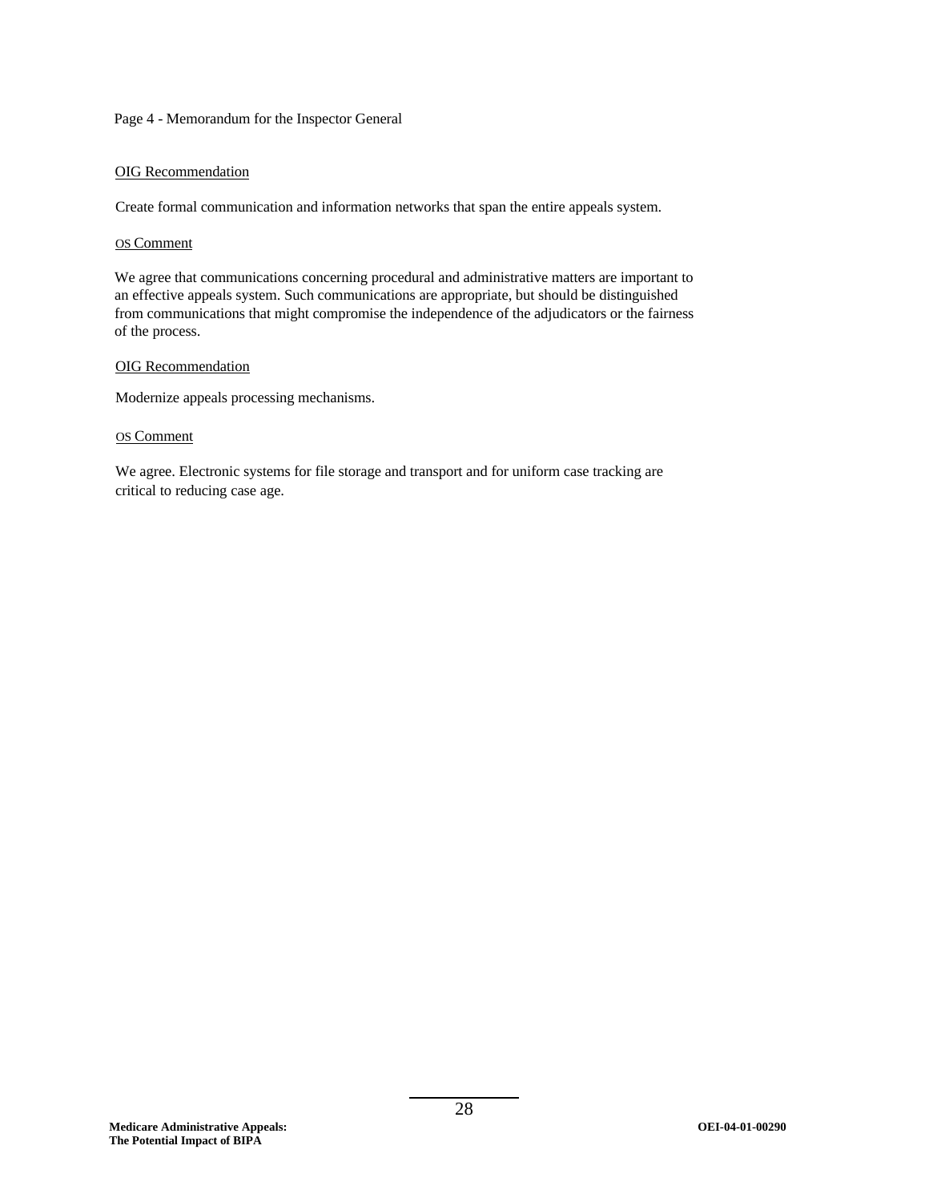Page 4 - Memorandum for the Inspector General

OIG Recommendation

Create formal communication and information networks that span the entire appeals system.

OS Comment

We agree that communications concerning procedural and administrative matters are important to an effective appeals system. Such communications are appropriate, but should be distinguished from communications that might compromise the independence of the adjudicators or the fairness of the process.

OIG Recommendation

Modernize appeals processing mechanisms.

OS Comment

We agree. Electronic systems for file storage and transport and for uniform case tracking are critical to reducing case age.